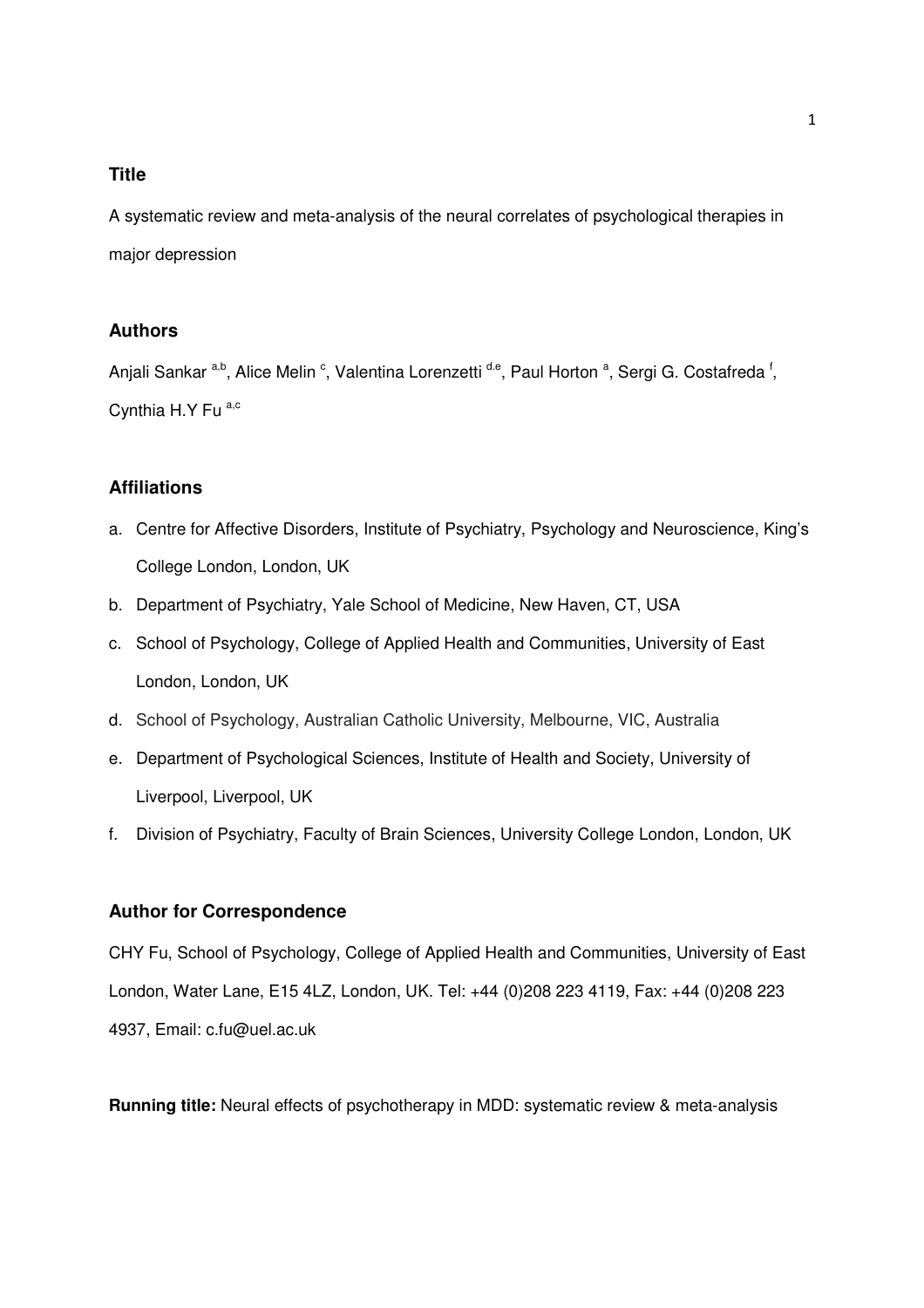## Title

A systematic review and meta-analysis of the neural correlates of psychological therapies in major depression

## Authors

Anjali Sankar [a,b], Alice Melin [c], Valentina Lorenzetti [d,e], Paul Horton [a], Sergi G. Costafreda [f], Cynthia H.Y Fu [a,c]

## Affiliations

a. Centre for Affective Disorders, Institute of Psychiatry, Psychology and Neuroscience, King's College London, London, UK
b. Department of Psychiatry, Yale School of Medicine, New Haven, CT, USA
c. School of Psychology, College of Applied Health and Communities, University of East London, London, UK
d. School of Psychology, Australian Catholic University, Melbourne, VIC, Australia
e. Department of Psychological Sciences, Institute of Health and Society, University of Liverpool, Liverpool, UK
f. Division of Psychiatry, Faculty of Brain Sciences, University College London, London, UK

## Author for Correspondence

CHY Fu, School of Psychology, College of Applied Health and Communities, University of East London, Water Lane, E15 4LZ, London, UK. Tel: +44 (0)208 223 4119, Fax: +44 (0)208 223 4937, Email: c.fu@uel.ac.uk

**Running title:** Neural effects of psychotherapy in MDD: systematic review & meta-analysis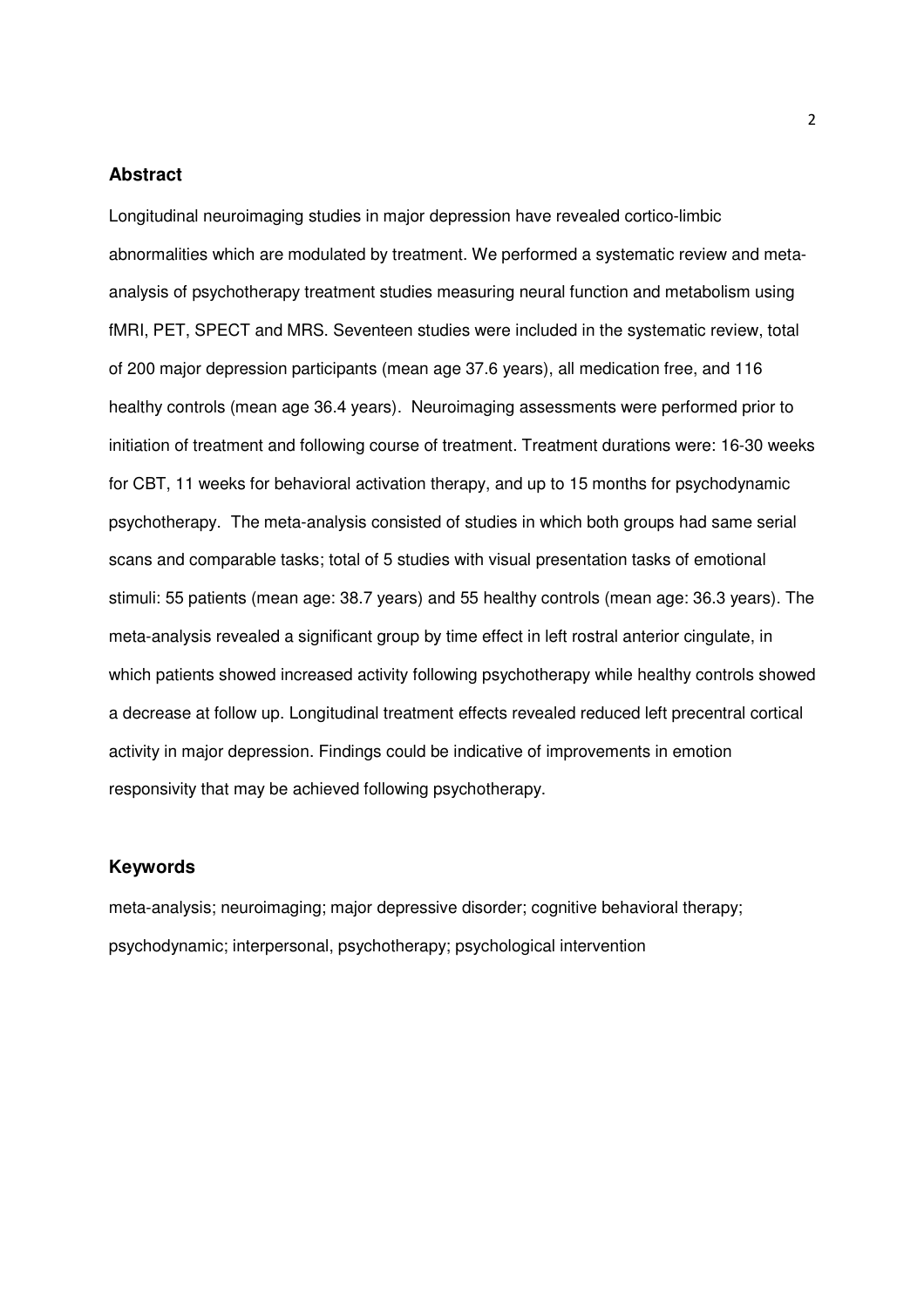## Abstract

Longitudinal neuroimaging studies in major depression have revealed cortico-limbic abnormalities which are modulated by treatment. We performed a systematic review and meta-analysis of psychotherapy treatment studies measuring neural function and metabolism using fMRI, PET, SPECT and MRS. Seventeen studies were included in the systematic review, total of 200 major depression participants (mean age 37.6 years), all medication free, and 116 healthy controls (mean age 36.4 years). Neuroimaging assessments were performed prior to initiation of treatment and following course of treatment. Treatment durations were: 16-30 weeks for CBT, 11 weeks for behavioral activation therapy, and up to 15 months for psychodynamic psychotherapy. The meta-analysis consisted of studies in which both groups had same serial scans and comparable tasks; total of 5 studies with visual presentation tasks of emotional stimuli: 55 patients (mean age: 38.7 years) and 55 healthy controls (mean age: 36.3 years). The meta-analysis revealed a significant group by time effect in left rostral anterior cingulate, in which patients showed increased activity following psychotherapy while healthy controls showed a decrease at follow up. Longitudinal treatment effects revealed reduced left precentral cortical activity in major depression. Findings could be indicative of improvements in emotion responsivity that may be achieved following psychotherapy.

## Keywords

meta-analysis; neuroimaging; major depressive disorder; cognitive behavioral therapy; psychodynamic; interpersonal, psychotherapy; psychological intervention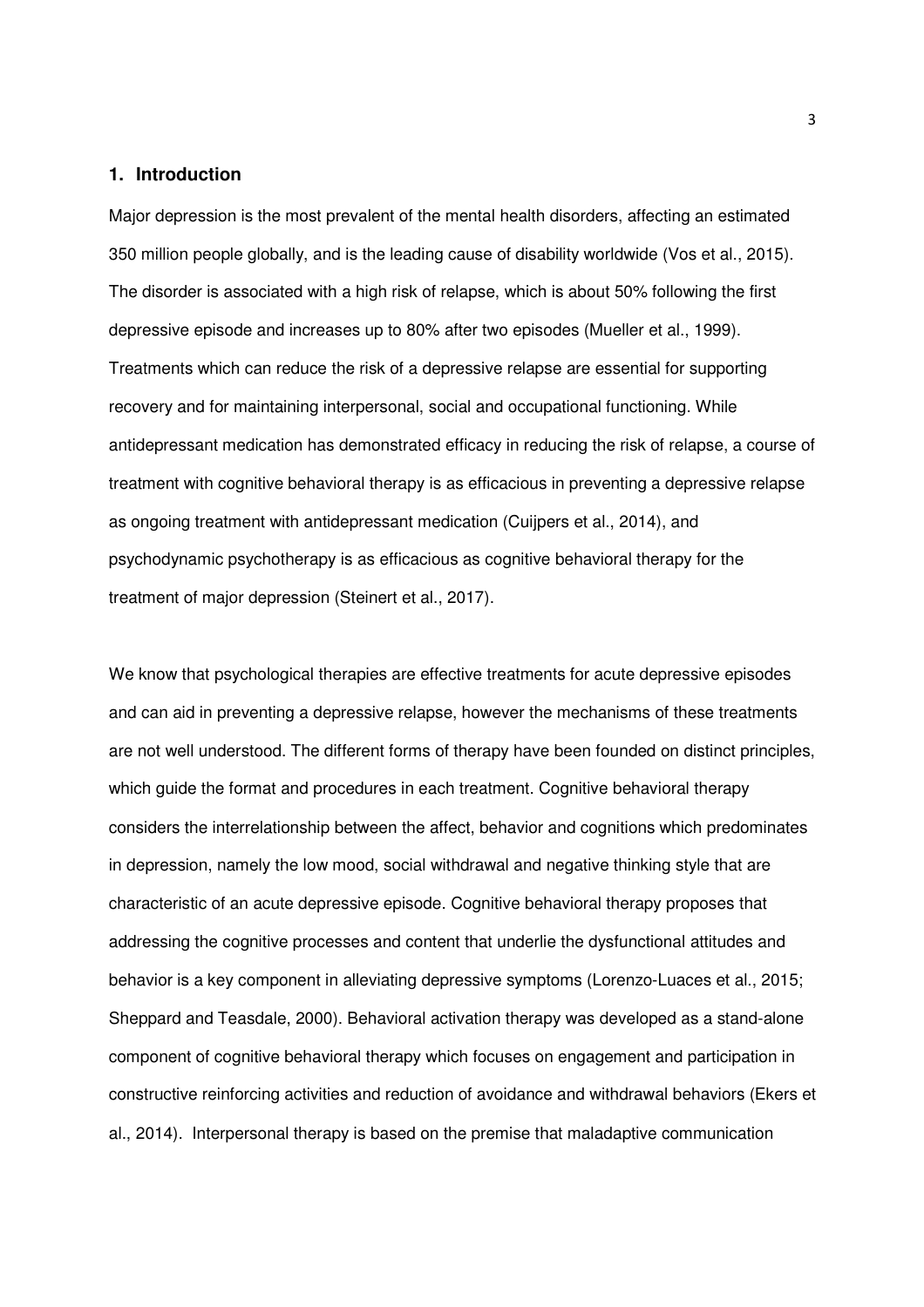## 1. Introduction

Major depression is the most prevalent of the mental health disorders, affecting an estimated 350 million people globally, and is the leading cause of disability worldwide (Vos et al., 2015). The disorder is associated with a high risk of relapse, which is about 50% following the first depressive episode and increases up to 80% after two episodes (Mueller et al., 1999). Treatments which can reduce the risk of a depressive relapse are essential for supporting recovery and for maintaining interpersonal, social and occupational functioning. While antidepressant medication has demonstrated efficacy in reducing the risk of relapse, a course of treatment with cognitive behavioral therapy is as efficacious in preventing a depressive relapse as ongoing treatment with antidepressant medication (Cuijpers et al., 2014), and psychodynamic psychotherapy is as efficacious as cognitive behavioral therapy for the treatment of major depression (Steinert et al., 2017).

We know that psychological therapies are effective treatments for acute depressive episodes and can aid in preventing a depressive relapse, however the mechanisms of these treatments are not well understood. The different forms of therapy have been founded on distinct principles, which guide the format and procedures in each treatment. Cognitive behavioral therapy considers the interrelationship between the affect, behavior and cognitions which predominates in depression, namely the low mood, social withdrawal and negative thinking style that are characteristic of an acute depressive episode. Cognitive behavioral therapy proposes that addressing the cognitive processes and content that underlie the dysfunctional attitudes and behavior is a key component in alleviating depressive symptoms (Lorenzo-Luaces et al., 2015; Sheppard and Teasdale, 2000). Behavioral activation therapy was developed as a stand-alone component of cognitive behavioral therapy which focuses on engagement and participation in constructive reinforcing activities and reduction of avoidance and withdrawal behaviors (Ekers et al., 2014). Interpersonal therapy is based on the premise that maladaptive communication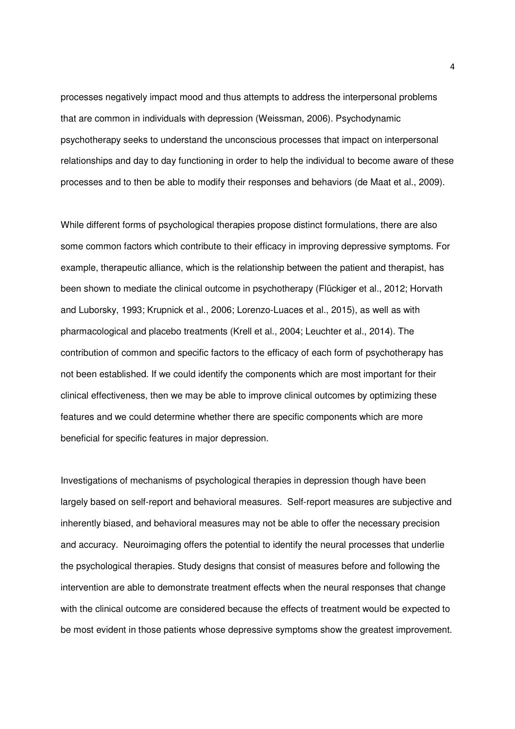processes negatively impact mood and thus attempts to address the interpersonal problems that are common in individuals with depression (Weissman, 2006). Psychodynamic psychotherapy seeks to understand the unconscious processes that impact on interpersonal relationships and day to day functioning in order to help the individual to become aware of these processes and to then be able to modify their responses and behaviors (de Maat et al., 2009).

While different forms of psychological therapies propose distinct formulations, there are also some common factors which contribute to their efficacy in improving depressive symptoms. For example, therapeutic alliance, which is the relationship between the patient and therapist, has been shown to mediate the clinical outcome in psychotherapy (Flückiger et al., 2012; Horvath and Luborsky, 1993; Krupnick et al., 2006; Lorenzo-Luaces et al., 2015), as well as with pharmacological and placebo treatments (Krell et al., 2004; Leuchter et al., 2014). The contribution of common and specific factors to the efficacy of each form of psychotherapy has not been established. If we could identify the components which are most important for their clinical effectiveness, then we may be able to improve clinical outcomes by optimizing these features and we could determine whether there are specific components which are more beneficial for specific features in major depression.

Investigations of mechanisms of psychological therapies in depression though have been largely based on self-report and behavioral measures. Self-report measures are subjective and inherently biased, and behavioral measures may not be able to offer the necessary precision and accuracy. Neuroimaging offers the potential to identify the neural processes that underlie the psychological therapies. Study designs that consist of measures before and following the intervention are able to demonstrate treatment effects when the neural responses that change with the clinical outcome are considered because the effects of treatment would be expected to be most evident in those patients whose depressive symptoms show the greatest improvement.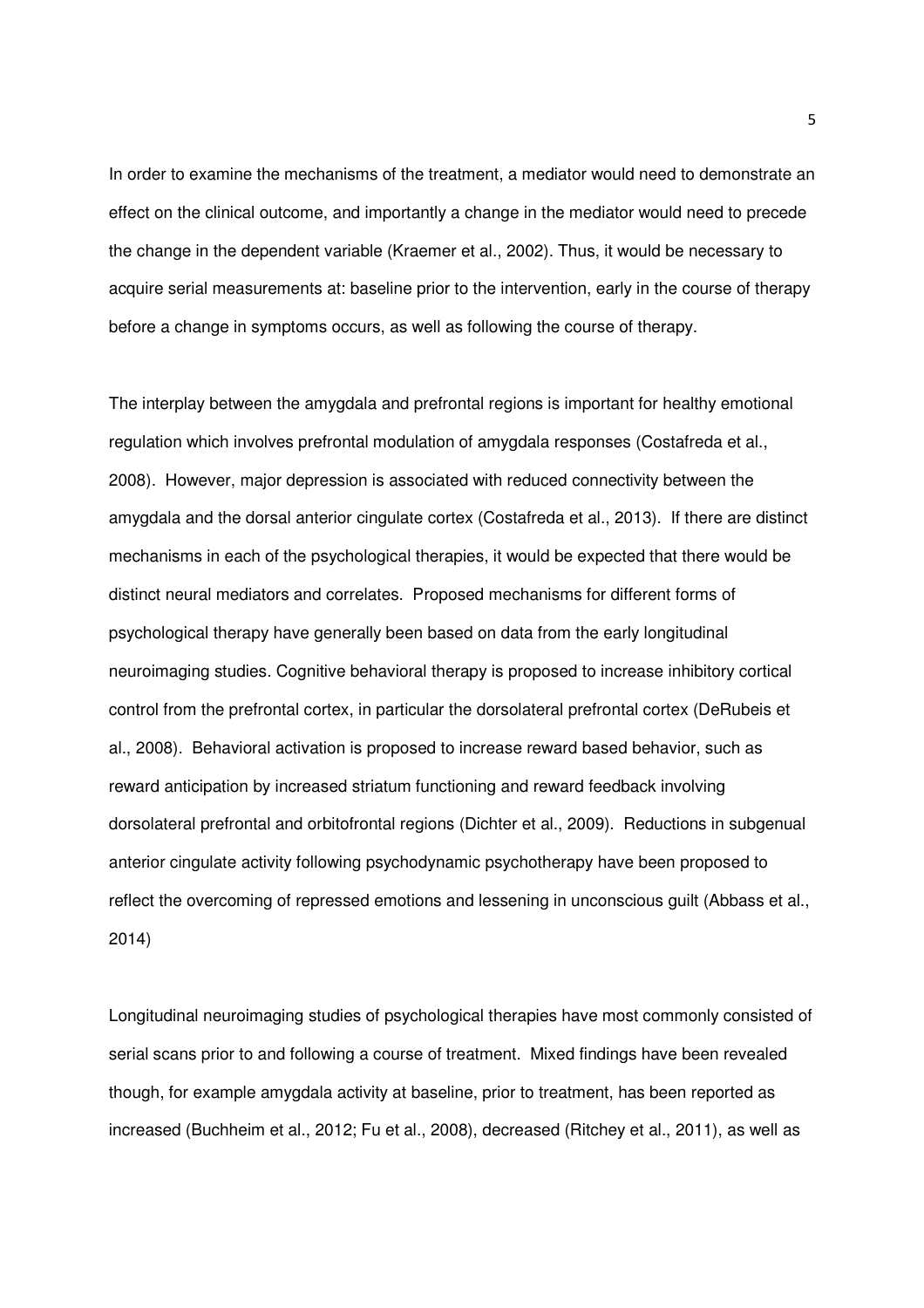In order to examine the mechanisms of the treatment, a mediator would need to demonstrate an effect on the clinical outcome, and importantly a change in the mediator would need to precede the change in the dependent variable (Kraemer et al., 2002). Thus, it would be necessary to acquire serial measurements at: baseline prior to the intervention, early in the course of therapy before a change in symptoms occurs, as well as following the course of therapy.

The interplay between the amygdala and prefrontal regions is important for healthy emotional regulation which involves prefrontal modulation of amygdala responses (Costafreda et al., 2008). However, major depression is associated with reduced connectivity between the amygdala and the dorsal anterior cingulate cortex (Costafreda et al., 2013). If there are distinct mechanisms in each of the psychological therapies, it would be expected that there would be distinct neural mediators and correlates. Proposed mechanisms for different forms of psychological therapy have generally been based on data from the early longitudinal neuroimaging studies. Cognitive behavioral therapy is proposed to increase inhibitory cortical control from the prefrontal cortex, in particular the dorsolateral prefrontal cortex (DeRubeis et al., 2008). Behavioral activation is proposed to increase reward based behavior, such as reward anticipation by increased striatum functioning and reward feedback involving dorsolateral prefrontal and orbitofrontal regions (Dichter et al., 2009). Reductions in subgenual anterior cingulate activity following psychodynamic psychotherapy have been proposed to reflect the overcoming of repressed emotions and lessening in unconscious guilt (Abbass et al., 2014)

Longitudinal neuroimaging studies of psychological therapies have most commonly consisted of serial scans prior to and following a course of treatment. Mixed findings have been revealed though, for example amygdala activity at baseline, prior to treatment, has been reported as increased (Buchheim et al., 2012; Fu et al., 2008), decreased (Ritchey et al., 2011), as well as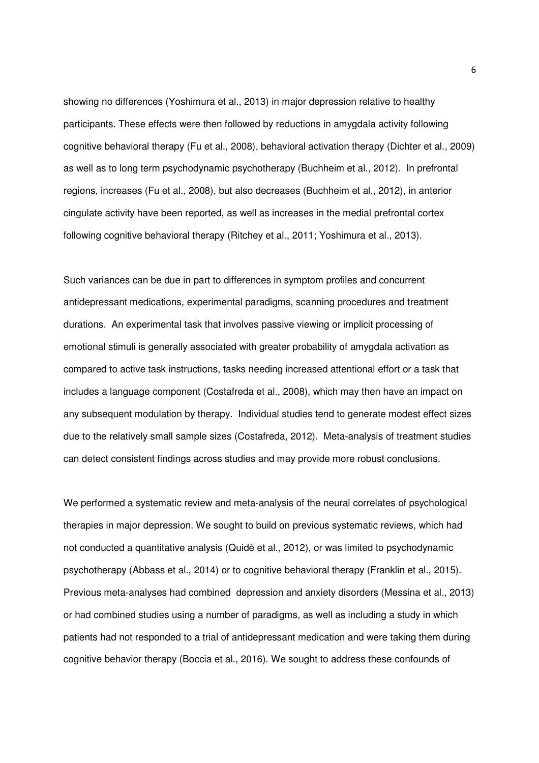showing no differences (Yoshimura et al., 2013) in major depression relative to healthy participants. These effects were then followed by reductions in amygdala activity following cognitive behavioral therapy (Fu et al., 2008), behavioral activation therapy (Dichter et al., 2009) as well as to long term psychodynamic psychotherapy (Buchheim et al., 2012). In prefrontal regions, increases (Fu et al., 2008), but also decreases (Buchheim et al., 2012), in anterior cingulate activity have been reported, as well as increases in the medial prefrontal cortex following cognitive behavioral therapy (Ritchey et al., 2011; Yoshimura et al., 2013).

Such variances can be due in part to differences in symptom profiles and concurrent antidepressant medications, experimental paradigms, scanning procedures and treatment durations. An experimental task that involves passive viewing or implicit processing of emotional stimuli is generally associated with greater probability of amygdala activation as compared to active task instructions, tasks needing increased attentional effort or a task that includes a language component (Costafreda et al., 2008), which may then have an impact on any subsequent modulation by therapy. Individual studies tend to generate modest effect sizes due to the relatively small sample sizes (Costafreda, 2012). Meta-analysis of treatment studies can detect consistent findings across studies and may provide more robust conclusions.

We performed a systematic review and meta-analysis of the neural correlates of psychological therapies in major depression. We sought to build on previous systematic reviews, which had not conducted a quantitative analysis (Quidé et al., 2012), or was limited to psychodynamic psychotherapy (Abbass et al., 2014) or to cognitive behavioral therapy (Franklin et al., 2015). Previous meta-analyses had combined depression and anxiety disorders (Messina et al., 2013) or had combined studies using a number of paradigms, as well as including a study in which patients had not responded to a trial of antidepressant medication and were taking them during cognitive behavior therapy (Boccia et al., 2016). We sought to address these confounds of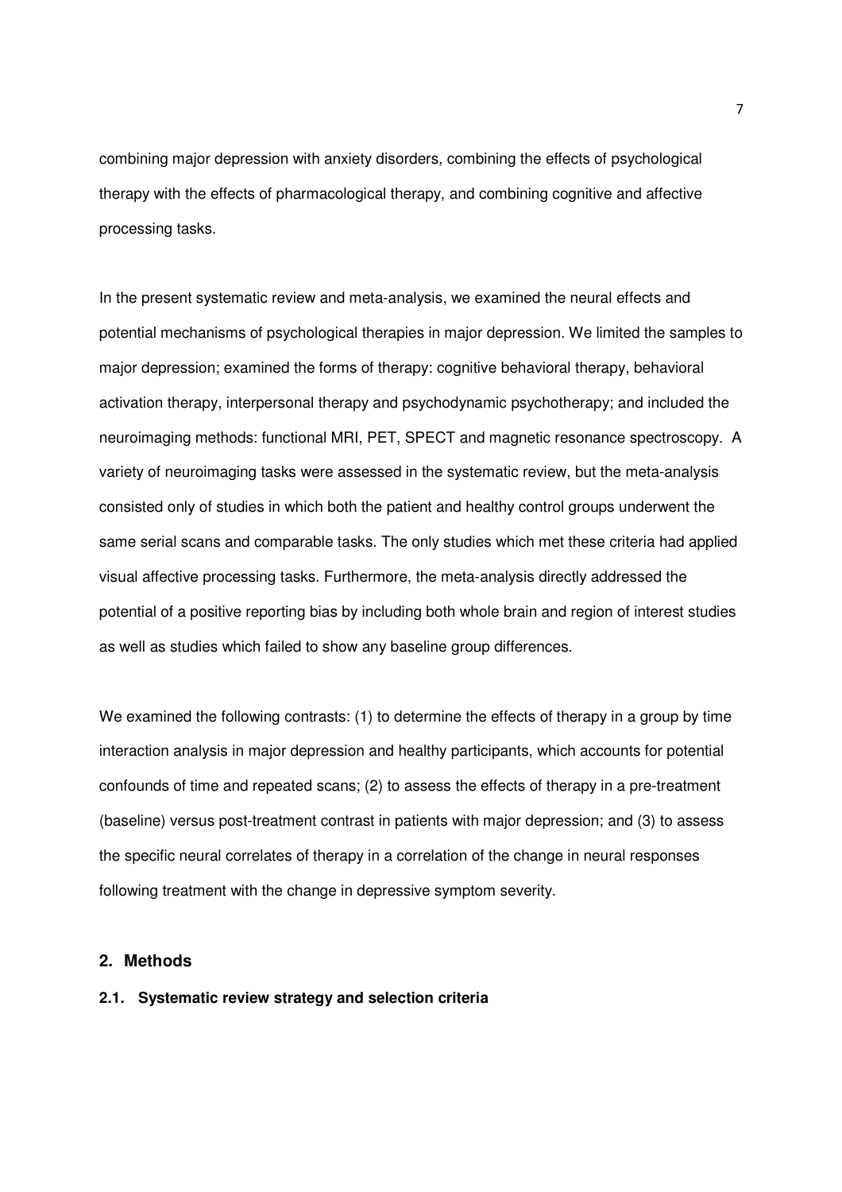combining major depression with anxiety disorders, combining the effects of psychological therapy with the effects of pharmacological therapy, and combining cognitive and affective processing tasks.

In the present systematic review and meta-analysis, we examined the neural effects and potential mechanisms of psychological therapies in major depression. We limited the samples to major depression; examined the forms of therapy: cognitive behavioral therapy, behavioral activation therapy, interpersonal therapy and psychodynamic psychotherapy; and included the neuroimaging methods: functional MRI, PET, SPECT and magnetic resonance spectroscopy. A variety of neuroimaging tasks were assessed in the systematic review, but the meta-analysis consisted only of studies in which both the patient and healthy control groups underwent the same serial scans and comparable tasks. The only studies which met these criteria had applied visual affective processing tasks. Furthermore, the meta-analysis directly addressed the potential of a positive reporting bias by including both whole brain and region of interest studies as well as studies which failed to show any baseline group differences.

We examined the following contrasts: (1) to determine the effects of therapy in a group by time interaction analysis in major depression and healthy participants, which accounts for potential confounds of time and repeated scans; (2) to assess the effects of therapy in a pre-treatment (baseline) versus post-treatment contrast in patients with major depression; and (3) to assess the specific neural correlates of therapy in a correlation of the change in neural responses following treatment with the change in depressive symptom severity.

## 2. Methods

### 2.1. Systematic review strategy and selection criteria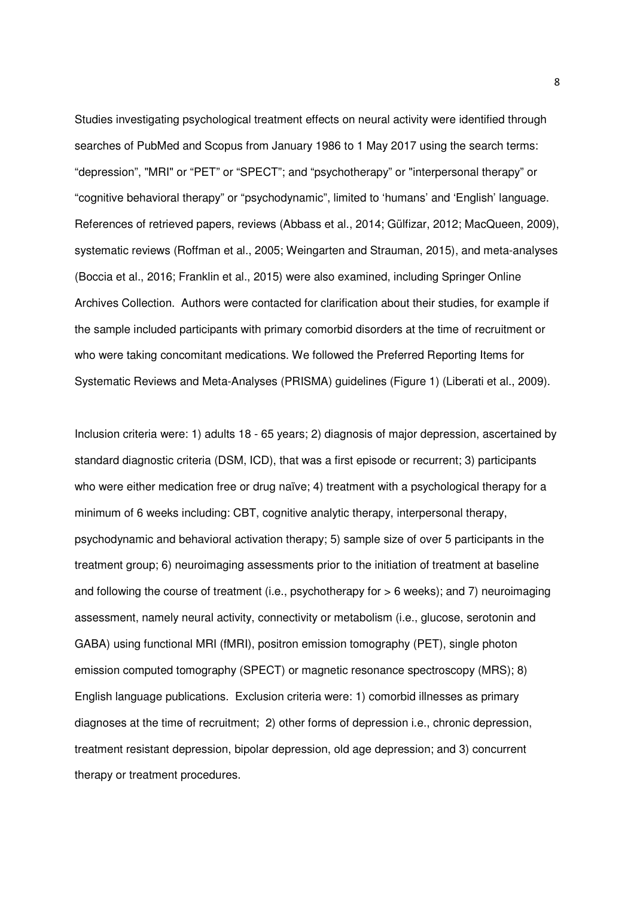Studies investigating psychological treatment effects on neural activity were identified through searches of PubMed and Scopus from January 1986 to 1 May 2017 using the search terms: “depression”, "MRI" or “PET” or “SPECT”; and “psychotherapy” or "interpersonal therapy" or “cognitive behavioral therapy” or “psychodynamic”, limited to ‘humans’ and ‘English’ language. References of retrieved papers, reviews (Abbass et al., 2014; Gülfizar, 2012; MacQueen, 2009), systematic reviews (Roffman et al., 2005; Weingarten and Strauman, 2015), and meta-analyses (Boccia et al., 2016; Franklin et al., 2015) were also examined, including Springer Online Archives Collection. Authors were contacted for clarification about their studies, for example if the sample included participants with primary comorbid disorders at the time of recruitment or who were taking concomitant medications. We followed the Preferred Reporting Items for Systematic Reviews and Meta-Analyses (PRISMA) guidelines (Figure 1) (Liberati et al., 2009).

Inclusion criteria were: 1) adults 18 - 65 years; 2) diagnosis of major depression, ascertained by standard diagnostic criteria (DSM, ICD), that was a first episode or recurrent; 3) participants who were either medication free or drug naïve; 4) treatment with a psychological therapy for a minimum of 6 weeks including: CBT, cognitive analytic therapy, interpersonal therapy, psychodynamic and behavioral activation therapy; 5) sample size of over 5 participants in the treatment group; 6) neuroimaging assessments prior to the initiation of treatment at baseline and following the course of treatment (i.e., psychotherapy for > 6 weeks); and 7) neuroimaging assessment, namely neural activity, connectivity or metabolism (i.e., glucose, serotonin and GABA) using functional MRI (fMRI), positron emission tomography (PET), single photon emission computed tomography (SPECT) or magnetic resonance spectroscopy (MRS); 8) English language publications. Exclusion criteria were: 1) comorbid illnesses as primary diagnoses at the time of recruitment; 2) other forms of depression i.e., chronic depression, treatment resistant depression, bipolar depression, old age depression; and 3) concurrent therapy or treatment procedures.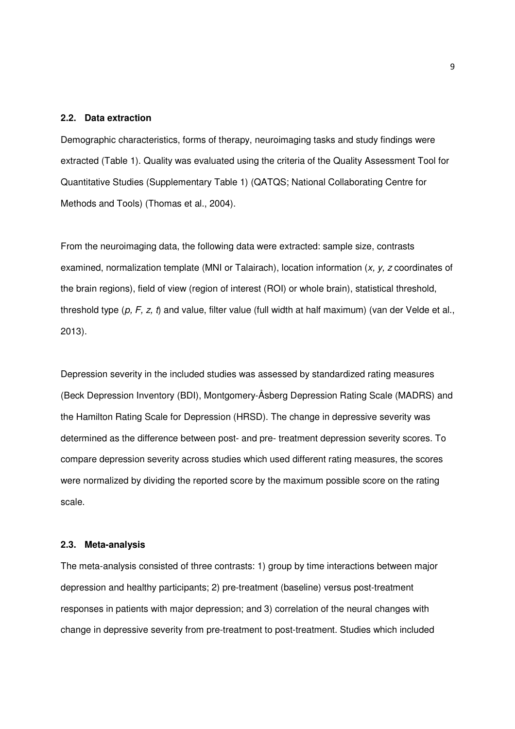### 2.2. Data extraction

Demographic characteristics, forms of therapy, neuroimaging tasks and study findings were extracted (Table 1). Quality was evaluated using the criteria of the Quality Assessment Tool for Quantitative Studies (Supplementary Table 1) (QATQS; National Collaborating Centre for Methods and Tools) (Thomas et al., 2004).

From the neuroimaging data, the following data were extracted: sample size, contrasts examined, normalization template (MNI or Talairach), location information (*x, y, z* coordinates of the brain regions), field of view (region of interest (ROI) or whole brain), statistical threshold, threshold type (*p, F, z, t*) and value, filter value (full width at half maximum) (van der Velde et al., 2013).

Depression severity in the included studies was assessed by standardized rating measures (Beck Depression Inventory (BDI), Montgomery-Åsberg Depression Rating Scale (MADRS) and the Hamilton Rating Scale for Depression (HRSD). The change in depressive severity was determined as the difference between post- and pre- treatment depression severity scores. To compare depression severity across studies which used different rating measures, the scores were normalized by dividing the reported score by the maximum possible score on the rating scale.

### 2.3. Meta-analysis

The meta-analysis consisted of three contrasts: 1) group by time interactions between major depression and healthy participants; 2) pre-treatment (baseline) versus post-treatment responses in patients with major depression; and 3) correlation of the neural changes with change in depressive severity from pre-treatment to post-treatment. Studies which included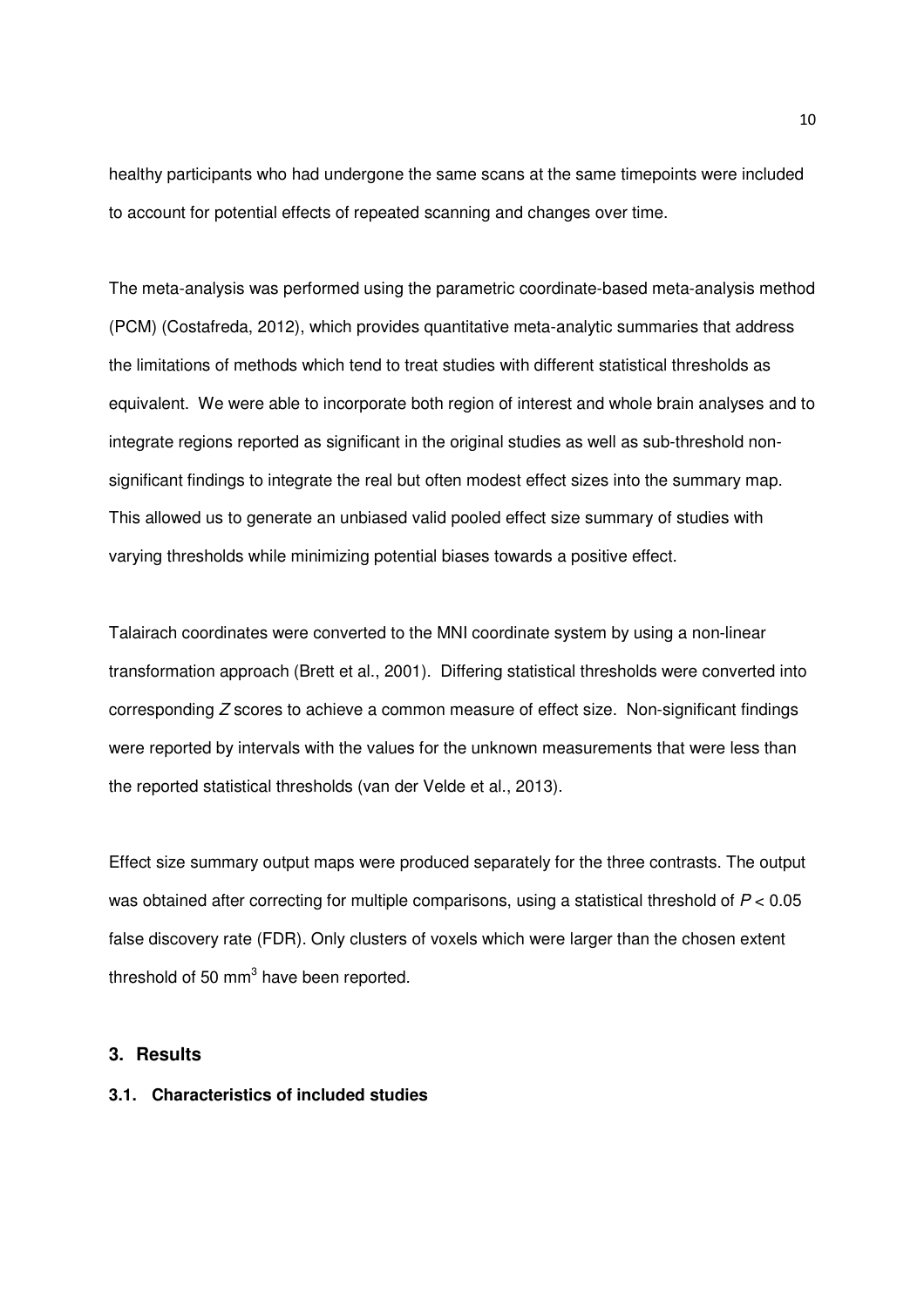healthy participants who had undergone the same scans at the same timepoints were included to account for potential effects of repeated scanning and changes over time.

The meta-analysis was performed using the parametric coordinate-based meta-analysis method (PCM) (Costafreda, 2012), which provides quantitative meta-analytic summaries that address the limitations of methods which tend to treat studies with different statistical thresholds as equivalent. We were able to incorporate both region of interest and whole brain analyses and to integrate regions reported as significant in the original studies as well as sub-threshold non-significant findings to integrate the real but often modest effect sizes into the summary map. This allowed us to generate an unbiased valid pooled effect size summary of studies with varying thresholds while minimizing potential biases towards a positive effect.

Talairach coordinates were converted to the MNI coordinate system by using a non-linear transformation approach (Brett et al., 2001). Differing statistical thresholds were converted into corresponding *Z* scores to achieve a common measure of effect size. Non-significant findings were reported by intervals with the values for the unknown measurements that were less than the reported statistical thresholds (van der Velde et al., 2013).

Effect size summary output maps were produced separately for the three contrasts. The output was obtained after correcting for multiple comparisons, using a statistical threshold of $P < 0.05$ false discovery rate (FDR). Only clusters of voxels which were larger than the chosen extent threshold of 50 $mm^3$ have been reported.

## 3. Results

### 3.1. Characteristics of included studies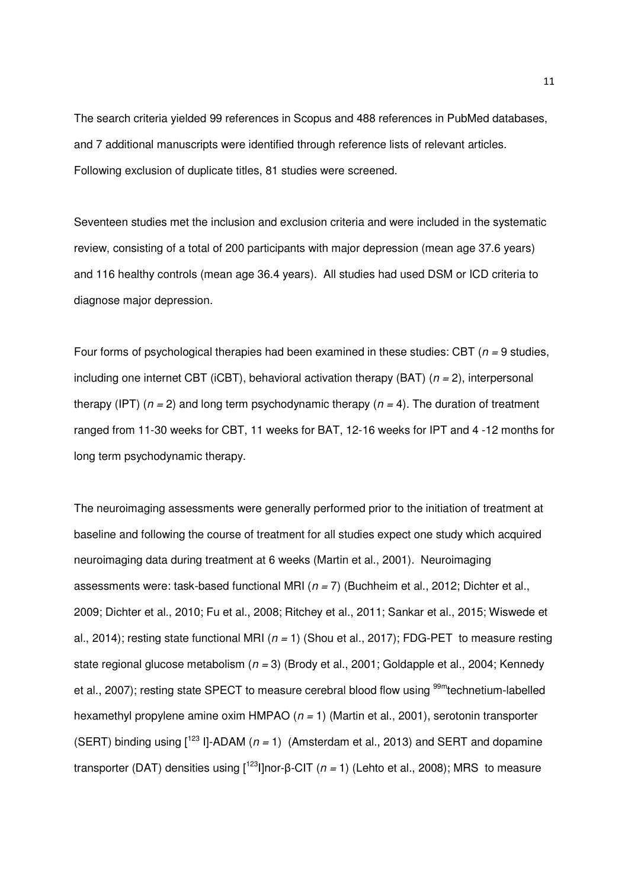The search criteria yielded 99 references in Scopus and 488 references in PubMed databases, and 7 additional manuscripts were identified through reference lists of relevant articles. Following exclusion of duplicate titles, 81 studies were screened.

Seventeen studies met the inclusion and exclusion criteria and were included in the systematic review, consisting of a total of 200 participants with major depression (mean age 37.6 years) and 116 healthy controls (mean age 36.4 years). All studies had used DSM or ICD criteria to diagnose major depression.

Four forms of psychological therapies had been examined in these studies: CBT ($n$ = 9 studies, including one internet CBT (iCBT), behavioral activation therapy (BAT) ($n$ = 2), interpersonal therapy (IPT) ($n$ = 2) and long term psychodynamic therapy ($n$ = 4). The duration of treatment ranged from 11-30 weeks for CBT, 11 weeks for BAT, 12-16 weeks for IPT and 4 -12 months for long term psychodynamic therapy.

The neuroimaging assessments were generally performed prior to the initiation of treatment at baseline and following the course of treatment for all studies expect one study which acquired neuroimaging data during treatment at 6 weeks (Martin et al., 2001). Neuroimaging assessments were: task-based functional MRI ($n$ = 7) (Buchheim et al., 2012; Dichter et al., 2009; Dichter et al., 2010; Fu et al., 2008; Ritchey et al., 2011; Sankar et al., 2015; Wiswede et al., 2014); resting state functional MRI ($n$ = 1) (Shou et al., 2017); FDG-PET to measure resting state regional glucose metabolism ($n$ = 3) (Brody et al., 2001; Goldapple et al., 2004; Kennedy et al., 2007); resting state SPECT to measure cerebral blood flow using $^{99m}$technetium-labelled hexamethyl propylene amine oxim HMPAO ($n$ = 1) (Martin et al., 2001), serotonin transporter (SERT) binding using [$^{123}$ I]-ADAM ($n$ = 1) (Amsterdam et al., 2013) and SERT and dopamine transporter (DAT) densities using [$^{123}$I]nor-β-CIT ($n$ = 1) (Lehto et al., 2008); MRS to measure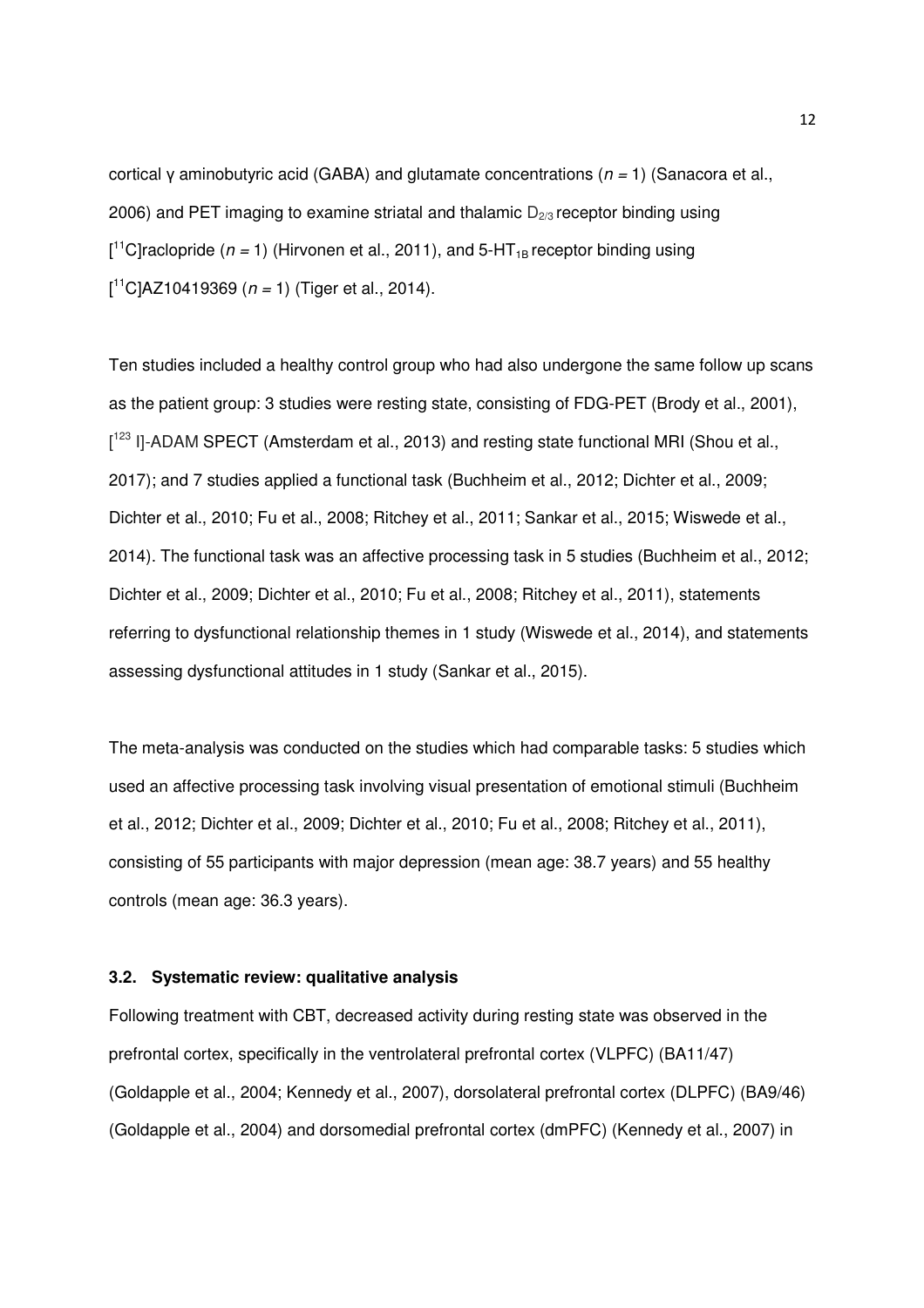cortical γ aminobutyric acid (GABA) and glutamate concentrations (*n* = 1) (Sanacora et al., 2006) and PET imaging to examine striatal and thalamic $D_{2/3}$ receptor binding using $[^{11}C]$raclopride (*n* = 1) (Hirvonen et al., 2011), and 5-$HT_{1B}$ receptor binding using $[^{11}C]$AZ10419369 (*n* = 1) (Tiger et al., 2014).

Ten studies included a healthy control group who had also undergone the same follow up scans as the patient group: 3 studies were resting state, consisting of FDG-PET (Brody et al., 2001), $[^{123}I]$-ADAM SPECT (Amsterdam et al., 2013) and resting state functional MRI (Shou et al., 2017); and 7 studies applied a functional task (Buchheim et al., 2012; Dichter et al., 2009; Dichter et al., 2010; Fu et al., 2008; Ritchey et al., 2011; Sankar et al., 2015; Wiswede et al., 2014). The functional task was an affective processing task in 5 studies (Buchheim et al., 2012; Dichter et al., 2009; Dichter et al., 2010; Fu et al., 2008; Ritchey et al., 2011), statements referring to dysfunctional relationship themes in 1 study (Wiswede et al., 2014), and statements assessing dysfunctional attitudes in 1 study (Sankar et al., 2015).

The meta-analysis was conducted on the studies which had comparable tasks: 5 studies which used an affective processing task involving visual presentation of emotional stimuli (Buchheim et al., 2012; Dichter et al., 2009; Dichter et al., 2010; Fu et al., 2008; Ritchey et al., 2011), consisting of 55 participants with major depression (mean age: 38.7 years) and 55 healthy controls (mean age: 36.3 years).

### 3.2. Systematic review: qualitative analysis

Following treatment with CBT, decreased activity during resting state was observed in the prefrontal cortex, specifically in the ventrolateral prefrontal cortex (VLPFC) (BA11/47) (Goldapple et al., 2004; Kennedy et al., 2007), dorsolateral prefrontal cortex (DLPFC) (BA9/46) (Goldapple et al., 2004) and dorsomedial prefrontal cortex (dmPFC) (Kennedy et al., 2007) in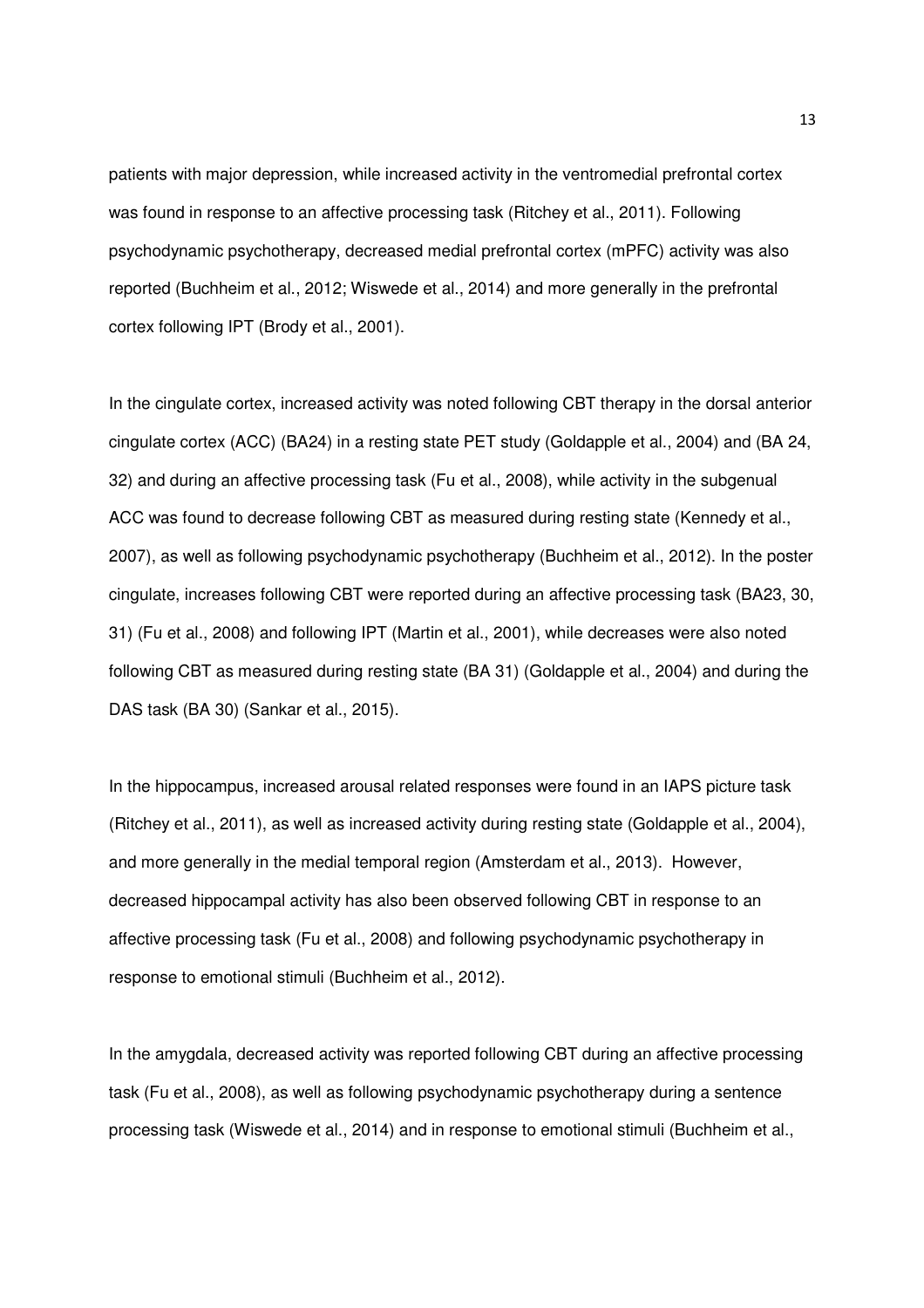patients with major depression, while increased activity in the ventromedial prefrontal cortex was found in response to an affective processing task (Ritchey et al., 2011). Following psychodynamic psychotherapy, decreased medial prefrontal cortex (mPFC) activity was also reported (Buchheim et al., 2012; Wiswede et al., 2014) and more generally in the prefrontal cortex following IPT (Brody et al., 2001).

In the cingulate cortex, increased activity was noted following CBT therapy in the dorsal anterior cingulate cortex (ACC) (BA24) in a resting state PET study (Goldapple et al., 2004) and (BA 24, 32) and during an affective processing task (Fu et al., 2008), while activity in the subgenual ACC was found to decrease following CBT as measured during resting state (Kennedy et al., 2007), as well as following psychodynamic psychotherapy (Buchheim et al., 2012). In the poster cingulate, increases following CBT were reported during an affective processing task (BA23, 30, 31) (Fu et al., 2008) and following IPT (Martin et al., 2001), while decreases were also noted following CBT as measured during resting state (BA 31) (Goldapple et al., 2004) and during the DAS task (BA 30) (Sankar et al., 2015).

In the hippocampus, increased arousal related responses were found in an IAPS picture task (Ritchey et al., 2011), as well as increased activity during resting state (Goldapple et al., 2004), and more generally in the medial temporal region (Amsterdam et al., 2013). However, decreased hippocampal activity has also been observed following CBT in response to an affective processing task (Fu et al., 2008) and following psychodynamic psychotherapy in response to emotional stimuli (Buchheim et al., 2012).

In the amygdala, decreased activity was reported following CBT during an affective processing task (Fu et al., 2008), as well as following psychodynamic psychotherapy during a sentence processing task (Wiswede et al., 2014) and in response to emotional stimuli (Buchheim et al.,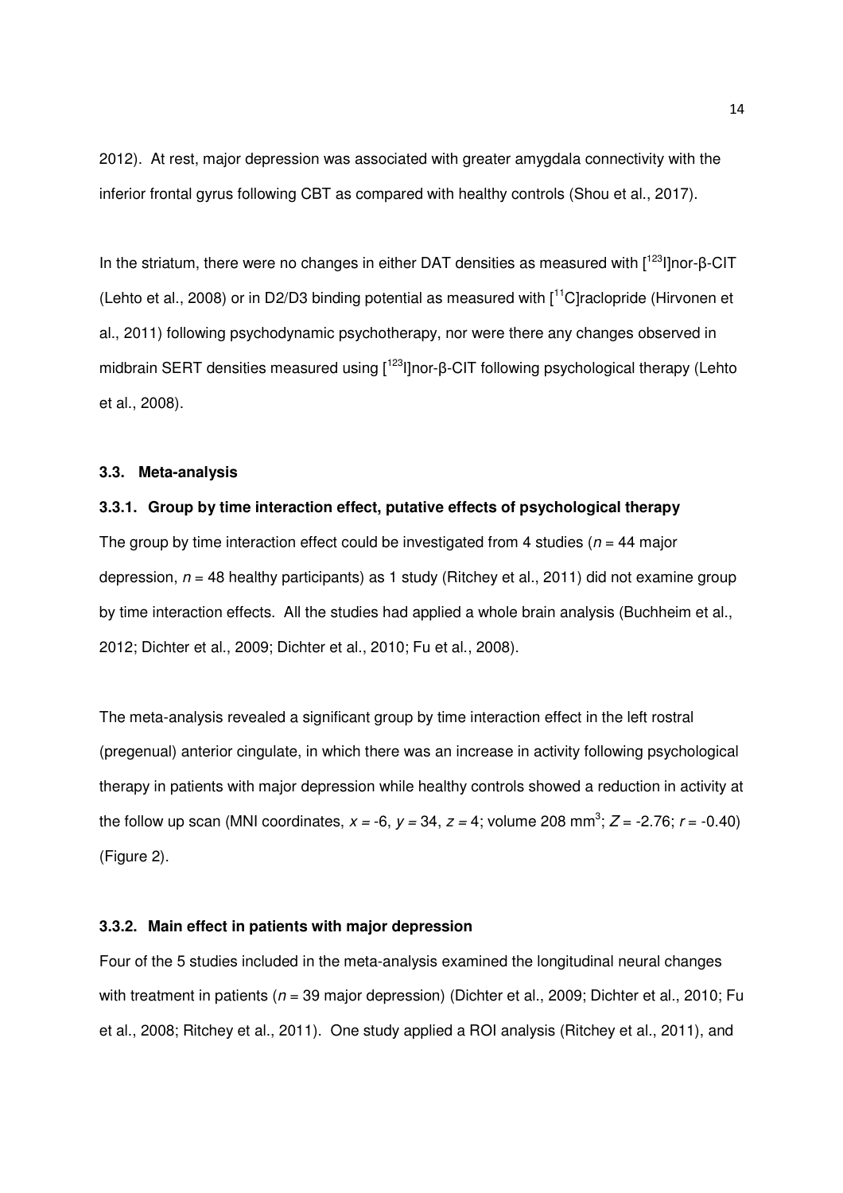2012). At rest, major depression was associated with greater amygdala connectivity with the inferior frontal gyrus following CBT as compared with healthy controls (Shou et al., 2017).

In the striatum, there were no changes in either DAT densities as measured with [$^{123}$I]nor-β-CIT (Lehto et al., 2008) or in D2/D3 binding potential as measured with [$^{11}$C]raclopride (Hirvonen et al., 2011) following psychodynamic psychotherapy, nor were there any changes observed in midbrain SERT densities measured using [$^{123}$I]nor-β-CIT following psychological therapy (Lehto et al., 2008).

### 3.3. Meta-analysis

#### 3.3.1. Group by time interaction effect, putative effects of psychological therapy

The group by time interaction effect could be investigated from 4 studies ($n$ = 44 major depression, $n$ = 48 healthy participants) as 1 study (Ritchey et al., 2011) did not examine group by time interaction effects. All the studies had applied a whole brain analysis (Buchheim et al., 2012; Dichter et al., 2009; Dichter et al., 2010; Fu et al., 2008).

The meta-analysis revealed a significant group by time interaction effect in the left rostral (pregenual) anterior cingulate, in which there was an increase in activity following psychological therapy in patients with major depression while healthy controls showed a reduction in activity at the follow up scan (MNI coordinates, $x$ = -6, $y$ = 34, $z$ = 4; volume 208 mm$^3$; $Z$ = -2.76; $r$ = -0.40) (Figure 2).

#### 3.3.2. Main effect in patients with major depression

Four of the 5 studies included in the meta-analysis examined the longitudinal neural changes with treatment in patients ($n$ = 39 major depression) (Dichter et al., 2009; Dichter et al., 2010; Fu et al., 2008; Ritchey et al., 2011). One study applied a ROI analysis (Ritchey et al., 2011), and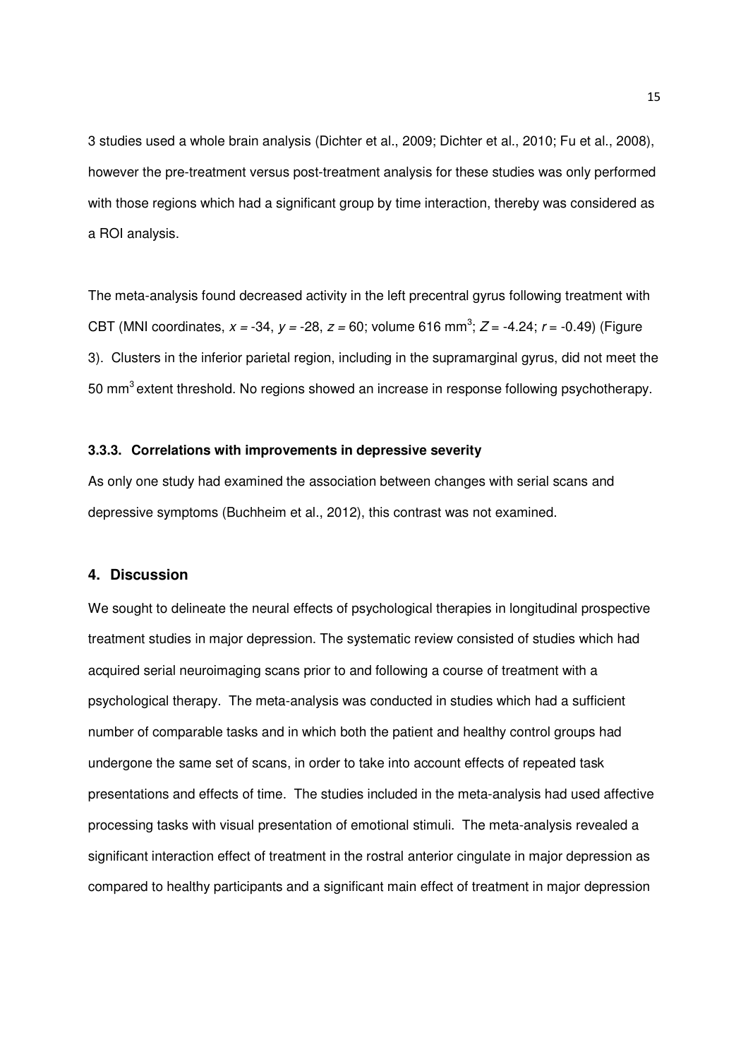3 studies used a whole brain analysis (Dichter et al., 2009; Dichter et al., 2010; Fu et al., 2008), however the pre-treatment versus post-treatment analysis for these studies was only performed with those regions which had a significant group by time interaction, thereby was considered as a ROI analysis.

The meta-analysis found decreased activity in the left precentral gyrus following treatment with CBT (MNI coordinates, $x = -34$, $y = -28$, $z = 60$; volume 616 $mm^3$; $Z = -4.24$; $r = -0.49$) (Figure 3). Clusters in the inferior parietal region, including in the supramarginal gyrus, did not meet the 50 $mm^3$ extent threshold. No regions showed an increase in response following psychotherapy.

### 3.3.3. Correlations with improvements in depressive severity

As only one study had examined the association between changes with serial scans and depressive symptoms (Buchheim et al., 2012), this contrast was not examined.

## 4. Discussion

We sought to delineate the neural effects of psychological therapies in longitudinal prospective treatment studies in major depression. The systematic review consisted of studies which had acquired serial neuroimaging scans prior to and following a course of treatment with a psychological therapy. The meta-analysis was conducted in studies which had a sufficient number of comparable tasks and in which both the patient and healthy control groups had undergone the same set of scans, in order to take into account effects of repeated task presentations and effects of time. The studies included in the meta-analysis had used affective processing tasks with visual presentation of emotional stimuli. The meta-analysis revealed a significant interaction effect of treatment in the rostral anterior cingulate in major depression as compared to healthy participants and a significant main effect of treatment in major depression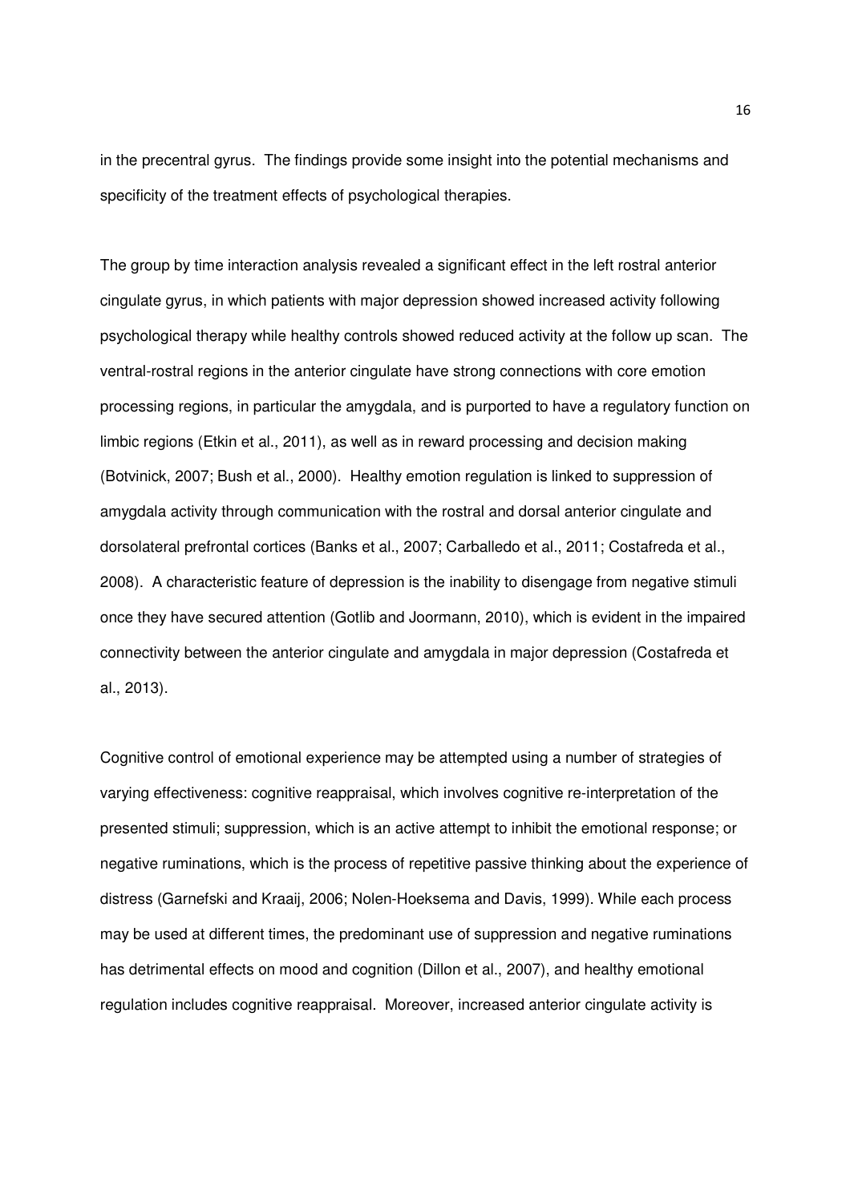in the precentral gyrus. The findings provide some insight into the potential mechanisms and specificity of the treatment effects of psychological therapies.

The group by time interaction analysis revealed a significant effect in the left rostral anterior cingulate gyrus, in which patients with major depression showed increased activity following psychological therapy while healthy controls showed reduced activity at the follow up scan. The ventral-rostral regions in the anterior cingulate have strong connections with core emotion processing regions, in particular the amygdala, and is purported to have a regulatory function on limbic regions (Etkin et al., 2011), as well as in reward processing and decision making (Botvinick, 2007; Bush et al., 2000). Healthy emotion regulation is linked to suppression of amygdala activity through communication with the rostral and dorsal anterior cingulate and dorsolateral prefrontal cortices (Banks et al., 2007; Carballedo et al., 2011; Costafreda et al., 2008). A characteristic feature of depression is the inability to disengage from negative stimuli once they have secured attention (Gotlib and Joormann, 2010), which is evident in the impaired connectivity between the anterior cingulate and amygdala in major depression (Costafreda et al., 2013).

Cognitive control of emotional experience may be attempted using a number of strategies of varying effectiveness: cognitive reappraisal, which involves cognitive re-interpretation of the presented stimuli; suppression, which is an active attempt to inhibit the emotional response; or negative ruminations, which is the process of repetitive passive thinking about the experience of distress (Garnefski and Kraaij, 2006; Nolen-Hoeksema and Davis, 1999). While each process may be used at different times, the predominant use of suppression and negative ruminations has detrimental effects on mood and cognition (Dillon et al., 2007), and healthy emotional regulation includes cognitive reappraisal. Moreover, increased anterior cingulate activity is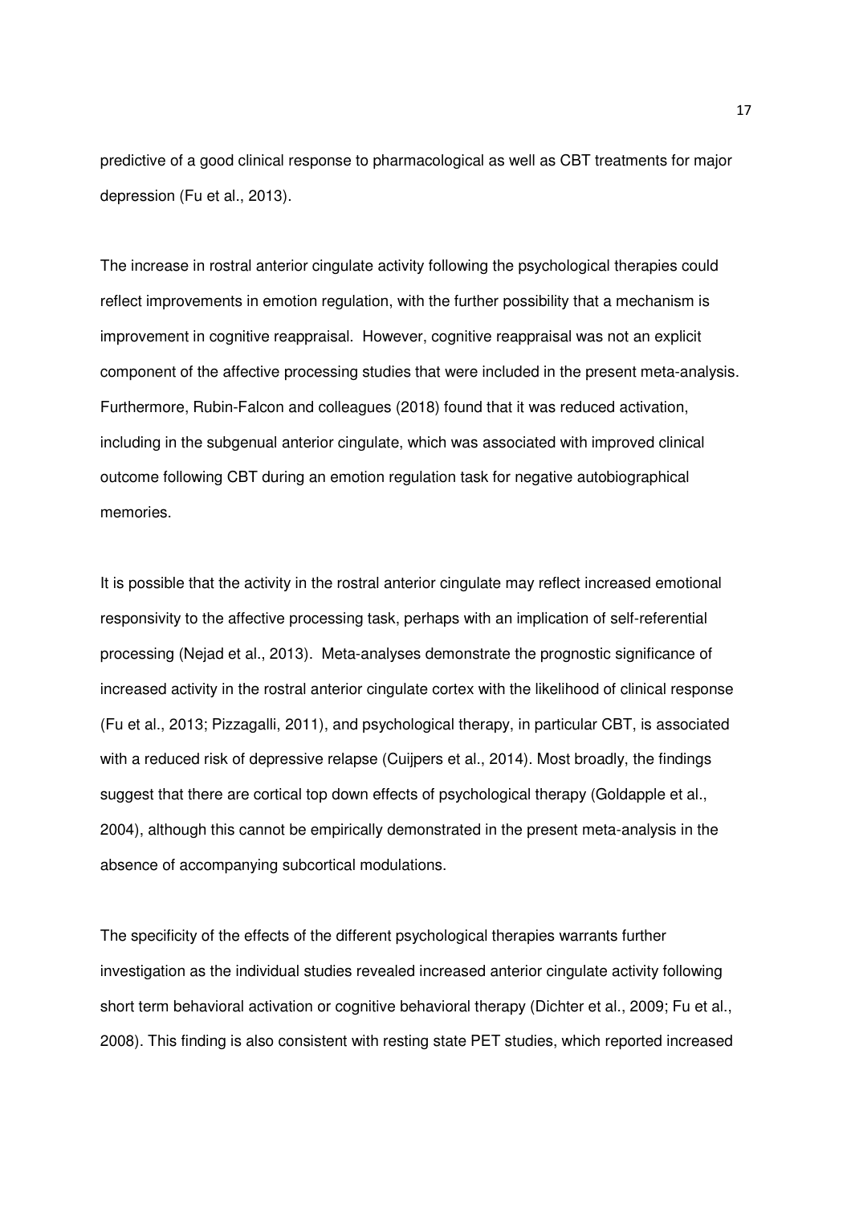predictive of a good clinical response to pharmacological as well as CBT treatments for major depression (Fu et al., 2013).

The increase in rostral anterior cingulate activity following the psychological therapies could reflect improvements in emotion regulation, with the further possibility that a mechanism is improvement in cognitive reappraisal. However, cognitive reappraisal was not an explicit component of the affective processing studies that were included in the present meta-analysis. Furthermore, Rubin-Falcon and colleagues (2018) found that it was reduced activation, including in the subgenual anterior cingulate, which was associated with improved clinical outcome following CBT during an emotion regulation task for negative autobiographical memories.

It is possible that the activity in the rostral anterior cingulate may reflect increased emotional responsivity to the affective processing task, perhaps with an implication of self-referential processing (Nejad et al., 2013). Meta-analyses demonstrate the prognostic significance of increased activity in the rostral anterior cingulate cortex with the likelihood of clinical response (Fu et al., 2013; Pizzagalli, 2011), and psychological therapy, in particular CBT, is associated with a reduced risk of depressive relapse (Cuijpers et al., 2014). Most broadly, the findings suggest that there are cortical top down effects of psychological therapy (Goldapple et al., 2004), although this cannot be empirically demonstrated in the present meta-analysis in the absence of accompanying subcortical modulations.

The specificity of the effects of the different psychological therapies warrants further investigation as the individual studies revealed increased anterior cingulate activity following short term behavioral activation or cognitive behavioral therapy (Dichter et al., 2009; Fu et al., 2008). This finding is also consistent with resting state PET studies, which reported increased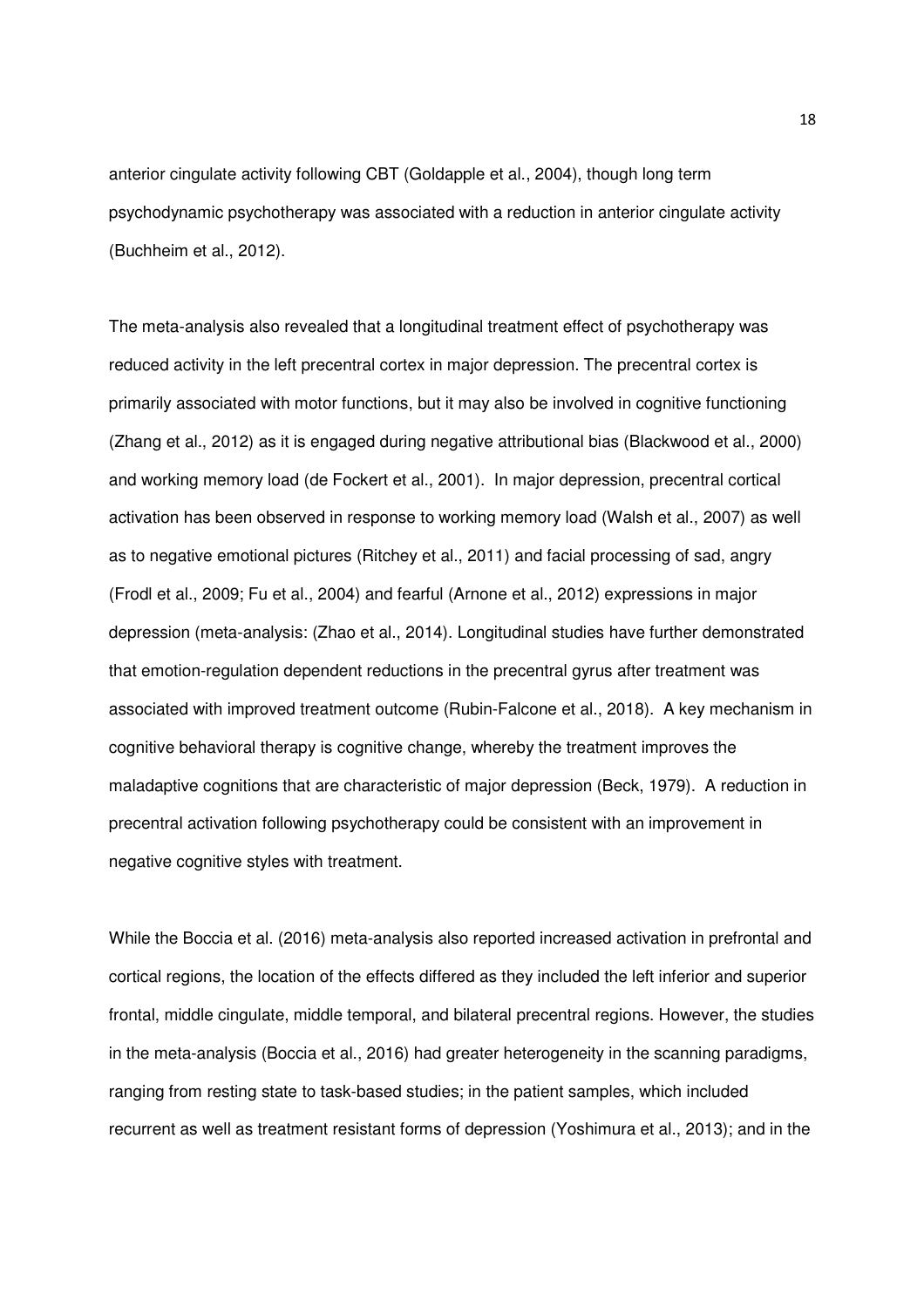anterior cingulate activity following CBT (Goldapple et al., 2004), though long term psychodynamic psychotherapy was associated with a reduction in anterior cingulate activity (Buchheim et al., 2012).

The meta-analysis also revealed that a longitudinal treatment effect of psychotherapy was reduced activity in the left precentral cortex in major depression. The precentral cortex is primarily associated with motor functions, but it may also be involved in cognitive functioning (Zhang et al., 2012) as it is engaged during negative attributional bias (Blackwood et al., 2000) and working memory load (de Fockert et al., 2001). In major depression, precentral cortical activation has been observed in response to working memory load (Walsh et al., 2007) as well as to negative emotional pictures (Ritchey et al., 2011) and facial processing of sad, angry (Frodl et al., 2009; Fu et al., 2004) and fearful (Arnone et al., 2012) expressions in major depression (meta-analysis: (Zhao et al., 2014). Longitudinal studies have further demonstrated that emotion-regulation dependent reductions in the precentral gyrus after treatment was associated with improved treatment outcome (Rubin-Falcone et al., 2018). A key mechanism in cognitive behavioral therapy is cognitive change, whereby the treatment improves the maladaptive cognitions that are characteristic of major depression (Beck, 1979). A reduction in precentral activation following psychotherapy could be consistent with an improvement in negative cognitive styles with treatment.

While the Boccia et al. (2016) meta-analysis also reported increased activation in prefrontal and cortical regions, the location of the effects differed as they included the left inferior and superior frontal, middle cingulate, middle temporal, and bilateral precentral regions. However, the studies in the meta-analysis (Boccia et al., 2016) had greater heterogeneity in the scanning paradigms, ranging from resting state to task-based studies; in the patient samples, which included recurrent as well as treatment resistant forms of depression (Yoshimura et al., 2013); and in the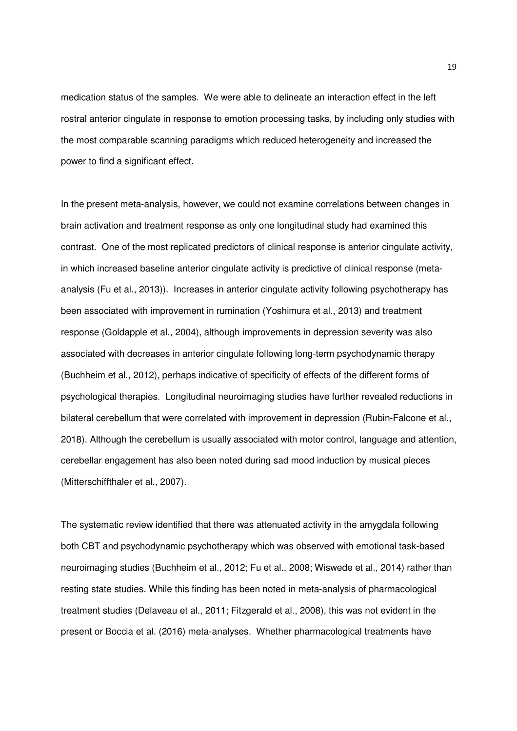medication status of the samples. We were able to delineate an interaction effect in the left rostral anterior cingulate in response to emotion processing tasks, by including only studies with the most comparable scanning paradigms which reduced heterogeneity and increased the power to find a significant effect.

In the present meta-analysis, however, we could not examine correlations between changes in brain activation and treatment response as only one longitudinal study had examined this contrast. One of the most replicated predictors of clinical response is anterior cingulate activity, in which increased baseline anterior cingulate activity is predictive of clinical response (meta-analysis (Fu et al., 2013)). Increases in anterior cingulate activity following psychotherapy has been associated with improvement in rumination (Yoshimura et al., 2013) and treatment response (Goldapple et al., 2004), although improvements in depression severity was also associated with decreases in anterior cingulate following long-term psychodynamic therapy (Buchheim et al., 2012), perhaps indicative of specificity of effects of the different forms of psychological therapies. Longitudinal neuroimaging studies have further revealed reductions in bilateral cerebellum that were correlated with improvement in depression (Rubin-Falcone et al., 2018). Although the cerebellum is usually associated with motor control, language and attention, cerebellar engagement has also been noted during sad mood induction by musical pieces (Mitterschiffthaler et al., 2007).

The systematic review identified that there was attenuated activity in the amygdala following both CBT and psychodynamic psychotherapy which was observed with emotional task-based neuroimaging studies (Buchheim et al., 2012; Fu et al., 2008; Wiswede et al., 2014) rather than resting state studies. While this finding has been noted in meta-analysis of pharmacological treatment studies (Delaveau et al., 2011; Fitzgerald et al., 2008), this was not evident in the present or Boccia et al. (2016) meta-analyses. Whether pharmacological treatments have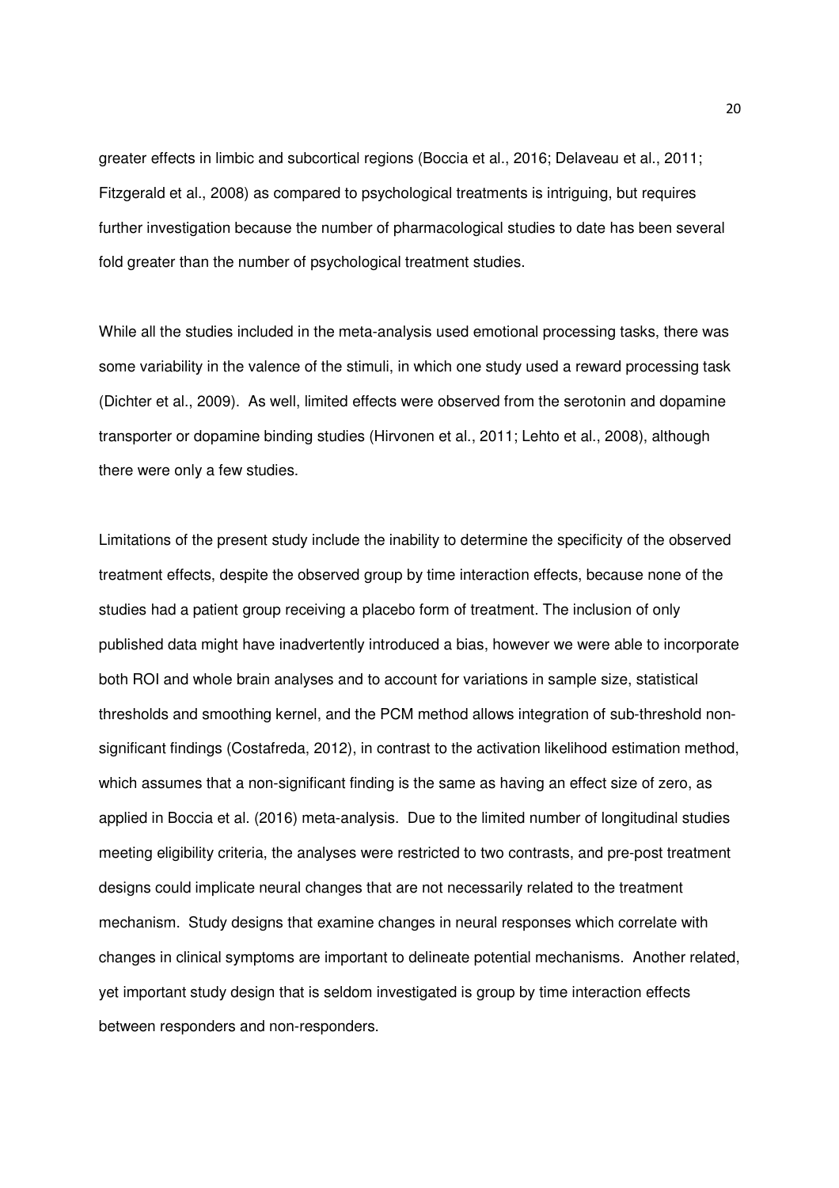greater effects in limbic and subcortical regions (Boccia et al., 2016; Delaveau et al., 2011; Fitzgerald et al., 2008) as compared to psychological treatments is intriguing, but requires further investigation because the number of pharmacological studies to date has been several fold greater than the number of psychological treatment studies.

While all the studies included in the meta-analysis used emotional processing tasks, there was some variability in the valence of the stimuli, in which one study used a reward processing task (Dichter et al., 2009). As well, limited effects were observed from the serotonin and dopamine transporter or dopamine binding studies (Hirvonen et al., 2011; Lehto et al., 2008), although there were only a few studies.

Limitations of the present study include the inability to determine the specificity of the observed treatment effects, despite the observed group by time interaction effects, because none of the studies had a patient group receiving a placebo form of treatment. The inclusion of only published data might have inadvertently introduced a bias, however we were able to incorporate both ROI and whole brain analyses and to account for variations in sample size, statistical thresholds and smoothing kernel, and the PCM method allows integration of sub-threshold non-significant findings (Costafreda, 2012), in contrast to the activation likelihood estimation method, which assumes that a non-significant finding is the same as having an effect size of zero, as applied in Boccia et al. (2016) meta-analysis. Due to the limited number of longitudinal studies meeting eligibility criteria, the analyses were restricted to two contrasts, and pre-post treatment designs could implicate neural changes that are not necessarily related to the treatment mechanism. Study designs that examine changes in neural responses which correlate with changes in clinical symptoms are important to delineate potential mechanisms. Another related, yet important study design that is seldom investigated is group by time interaction effects between responders and non-responders.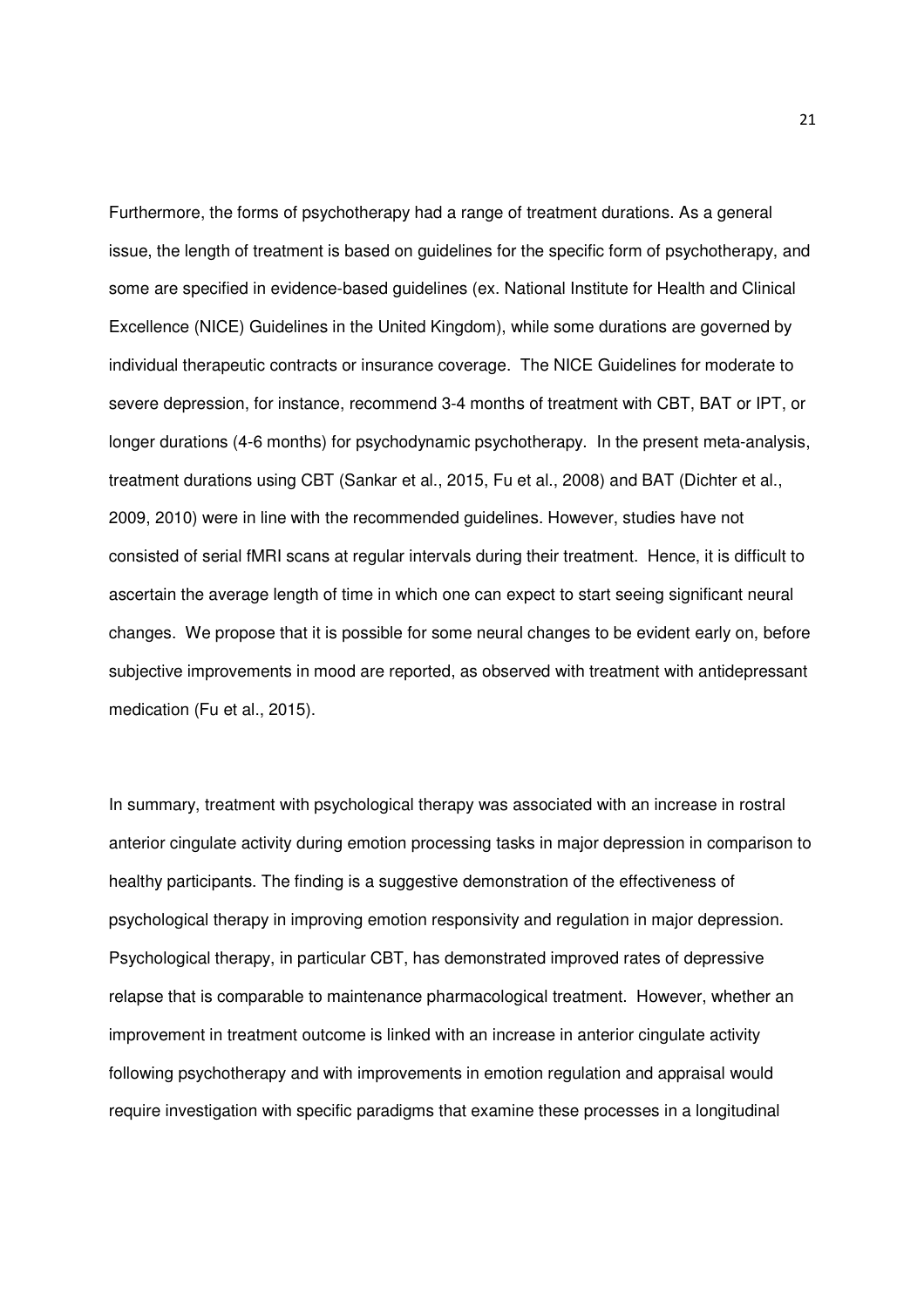Furthermore, the forms of psychotherapy had a range of treatment durations. As a general issue, the length of treatment is based on guidelines for the specific form of psychotherapy, and some are specified in evidence-based guidelines (ex. National Institute for Health and Clinical Excellence (NICE) Guidelines in the United Kingdom), while some durations are governed by individual therapeutic contracts or insurance coverage. The NICE Guidelines for moderate to severe depression, for instance, recommend 3-4 months of treatment with CBT, BAT or IPT, or longer durations (4-6 months) for psychodynamic psychotherapy. In the present meta-analysis, treatment durations using CBT (Sankar et al., 2015, Fu et al., 2008) and BAT (Dichter et al., 2009, 2010) were in line with the recommended guidelines. However, studies have not consisted of serial fMRI scans at regular intervals during their treatment. Hence, it is difficult to ascertain the average length of time in which one can expect to start seeing significant neural changes. We propose that it is possible for some neural changes to be evident early on, before subjective improvements in mood are reported, as observed with treatment with antidepressant medication (Fu et al., 2015).

In summary, treatment with psychological therapy was associated with an increase in rostral anterior cingulate activity during emotion processing tasks in major depression in comparison to healthy participants. The finding is a suggestive demonstration of the effectiveness of psychological therapy in improving emotion responsivity and regulation in major depression. Psychological therapy, in particular CBT, has demonstrated improved rates of depressive relapse that is comparable to maintenance pharmacological treatment. However, whether an improvement in treatment outcome is linked with an increase in anterior cingulate activity following psychotherapy and with improvements in emotion regulation and appraisal would require investigation with specific paradigms that examine these processes in a longitudinal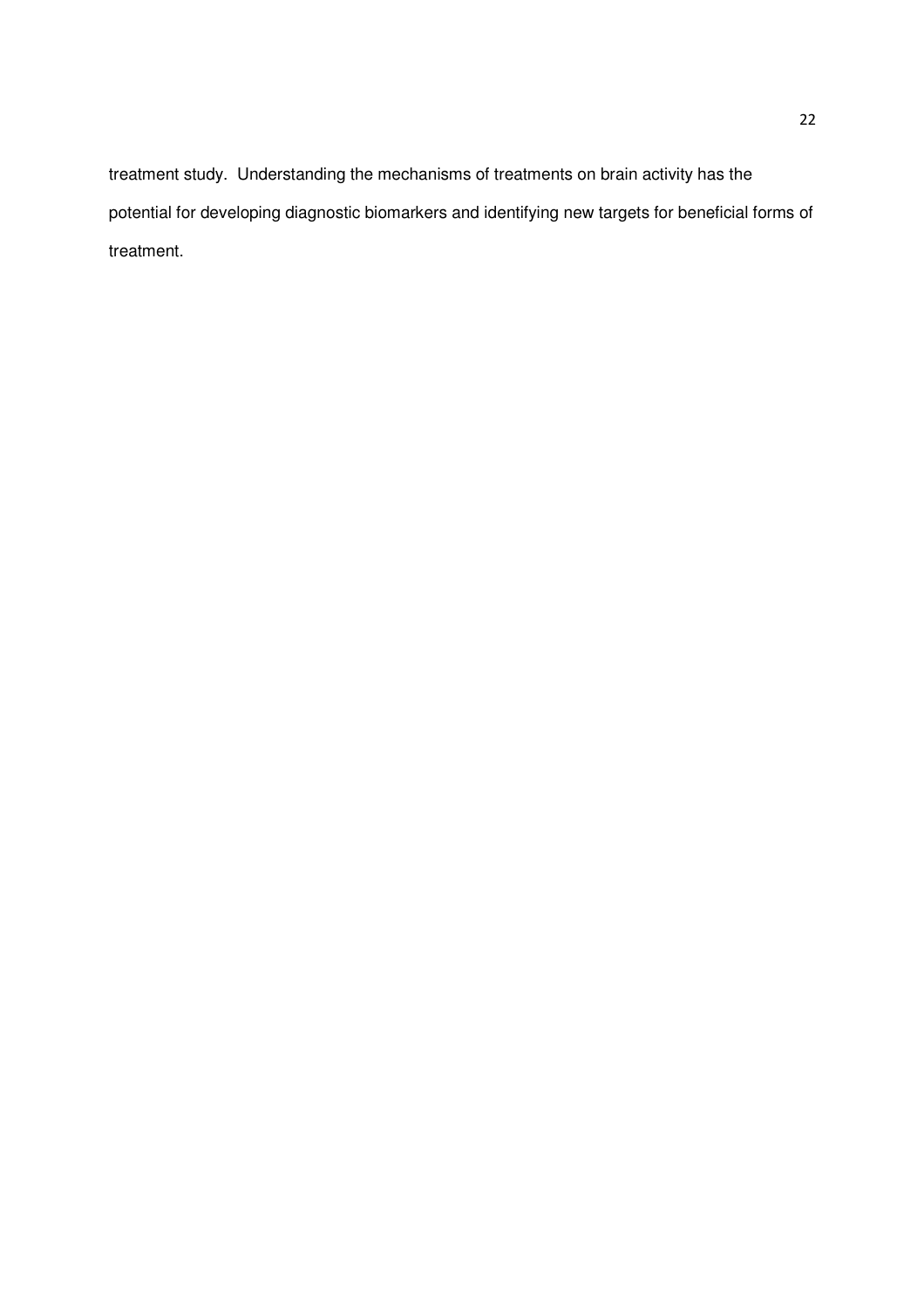treatment study. Understanding the mechanisms of treatments on brain activity has the potential for developing diagnostic biomarkers and identifying new targets for beneficial forms of treatment.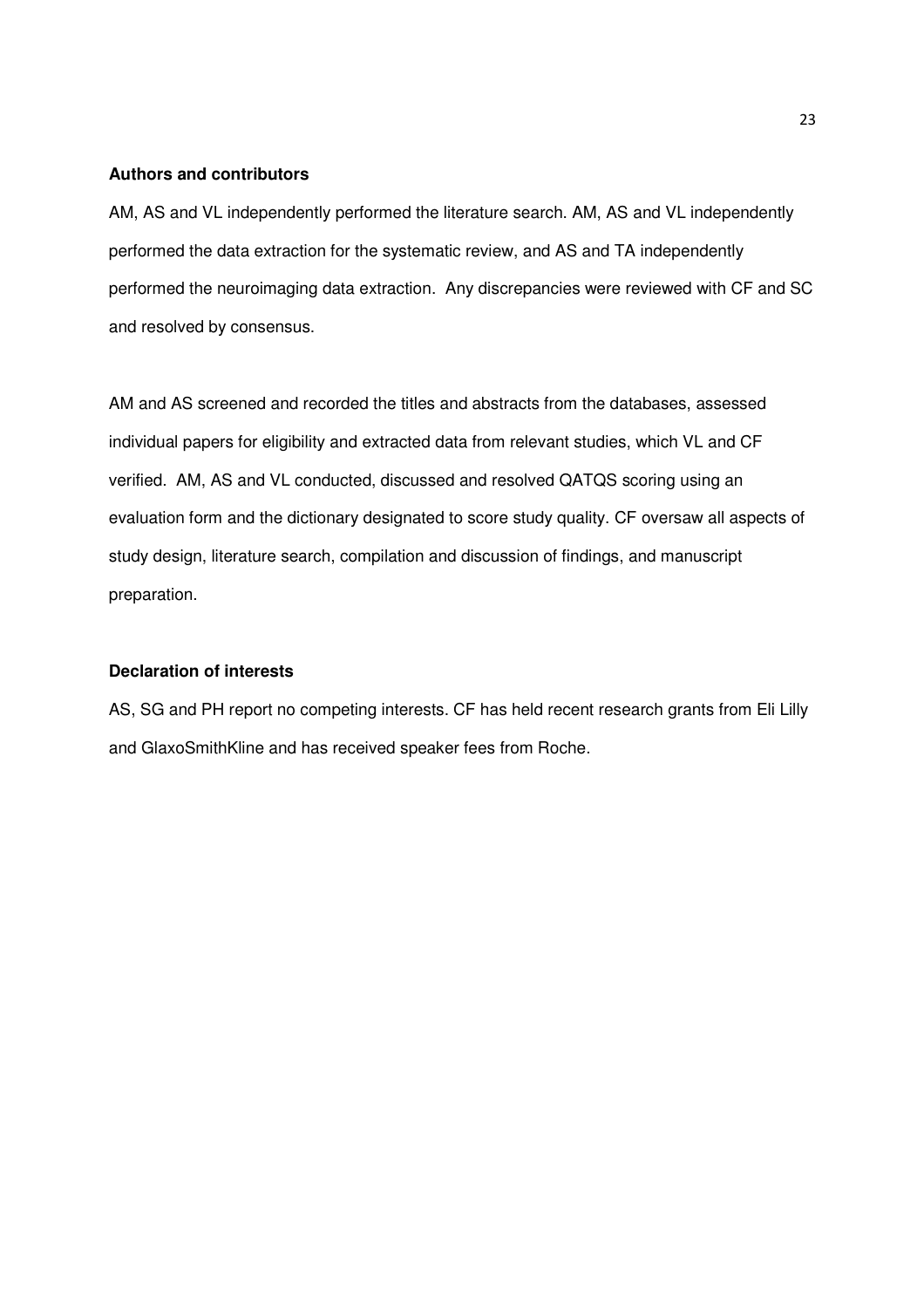**Authors and contributors**

AM, AS and VL independently performed the literature search. AM, AS and VL independently performed the data extraction for the systematic review, and AS and TA independently performed the neuroimaging data extraction. Any discrepancies were reviewed with CF and SC and resolved by consensus.

AM and AS screened and recorded the titles and abstracts from the databases, assessed individual papers for eligibility and extracted data from relevant studies, which VL and CF verified. AM, AS and VL conducted, discussed and resolved QATQS scoring using an evaluation form and the dictionary designated to score study quality. CF oversaw all aspects of study design, literature search, compilation and discussion of findings, and manuscript preparation.

**Declaration of interests**

AS, SG and PH report no competing interests. CF has held recent research grants from Eli Lilly and GlaxoSmithKline and has received speaker fees from Roche.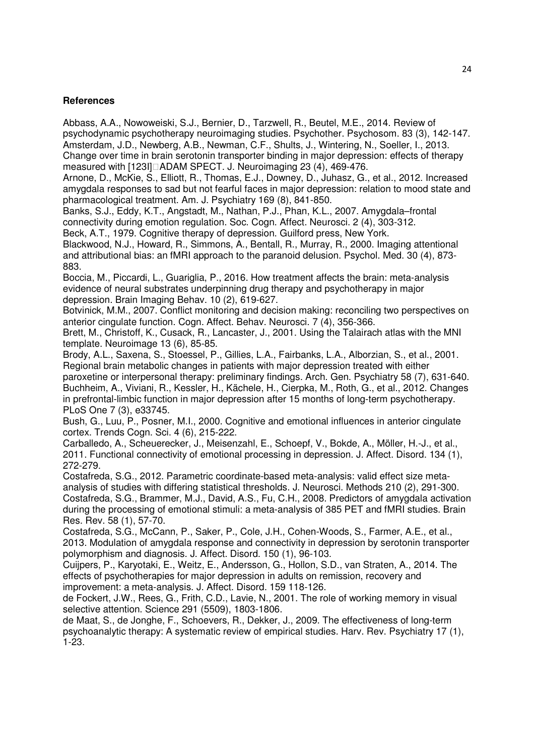**References**

Abbass, A.A., Nowoweiski, S.J., Bernier, D., Tarzwell, R., Beutel, M.E., 2014. Review of psychodynamic psychotherapy neuroimaging studies. Psychother. Psychosom. 83 (3), 142-147.

Amsterdam, J.D., Newberg, A.B., Newman, C.F., Shults, J., Wintering, N., Soeller, I., 2013. Change over time in brain serotonin transporter binding in major depression: effects of therapy measured with [123I]□ADAM SPECT. J. Neuroimaging 23 (4), 469-476.

Arnone, D., McKie, S., Elliott, R., Thomas, E.J., Downey, D., Juhasz, G., et al., 2012. Increased amygdala responses to sad but not fearful faces in major depression: relation to mood state and pharmacological treatment. Am. J. Psychiatry 169 (8), 841-850.

Banks, S.J., Eddy, K.T., Angstadt, M., Nathan, P.J., Phan, K.L., 2007. Amygdala–frontal connectivity during emotion regulation. Soc. Cogn. Affect. Neurosci. 2 (4), 303-312.

Beck, A.T., 1979. Cognitive therapy of depression. Guilford press, New York.

Blackwood, N.J., Howard, R., Simmons, A., Bentall, R., Murray, R., 2000. Imaging attentional and attributional bias: an fMRI approach to the paranoid delusion. Psychol. Med. 30 (4), 873-883.

Boccia, M., Piccardi, L., Guariglia, P., 2016. How treatment affects the brain: meta-analysis evidence of neural substrates underpinning drug therapy and psychotherapy in major depression. Brain Imaging Behav. 10 (2), 619-627.

Botvinick, M.M., 2007. Conflict monitoring and decision making: reconciling two perspectives on anterior cingulate function. Cogn. Affect. Behav. Neurosci. 7 (4), 356-366.

Brett, M., Christoff, K., Cusack, R., Lancaster, J., 2001. Using the Talairach atlas with the MNI template. Neuroimage 13 (6), 85-85.

Brody, A.L., Saxena, S., Stoessel, P., Gillies, L.A., Fairbanks, L.A., Alborzian, S., et al., 2001. Regional brain metabolic changes in patients with major depression treated with either paroxetine or interpersonal therapy: preliminary findings. Arch. Gen. Psychiatry 58 (7), 631-640.

Buchheim, A., Viviani, R., Kessler, H., Kächele, H., Cierpka, M., Roth, G., et al., 2012. Changes in prefrontal-limbic function in major depression after 15 months of long-term psychotherapy. PLoS One 7 (3), e33745.

Bush, G., Luu, P., Posner, M.I., 2000. Cognitive and emotional influences in anterior cingulate cortex. Trends Cogn. Sci. 4 (6), 215-222.

Carballedo, A., Scheuerecker, J., Meisenzahl, E., Schoepf, V., Bokde, A., Möller, H.-J., et al., 2011. Functional connectivity of emotional processing in depression. J. Affect. Disord. 134 (1), 272-279.

Costafreda, S.G., 2012. Parametric coordinate-based meta-analysis: valid effect size meta-analysis of studies with differing statistical thresholds. J. Neurosci. Methods 210 (2), 291-300.

Costafreda, S.G., Brammer, M.J., David, A.S., Fu, C.H., 2008. Predictors of amygdala activation during the processing of emotional stimuli: a meta-analysis of 385 PET and fMRI studies. Brain Res. Rev. 58 (1), 57-70.

Costafreda, S.G., McCann, P., Saker, P., Cole, J.H., Cohen-Woods, S., Farmer, A.E., et al., 2013. Modulation of amygdala response and connectivity in depression by serotonin transporter polymorphism and diagnosis. J. Affect. Disord. 150 (1), 96-103.

Cuijpers, P., Karyotaki, E., Weitz, E., Andersson, G., Hollon, S.D., van Straten, A., 2014. The effects of psychotherapies for major depression in adults on remission, recovery and improvement: a meta-analysis. J. Affect. Disord. 159 118-126.

de Fockert, J.W., Rees, G., Frith, C.D., Lavie, N., 2001. The role of working memory in visual selective attention. Science 291 (5509), 1803-1806.

de Maat, S., de Jonghe, F., Schoevers, R., Dekker, J., 2009. The effectiveness of long-term psychoanalytic therapy: A systematic review of empirical studies. Harv. Rev. Psychiatry 17 (1), 1-23.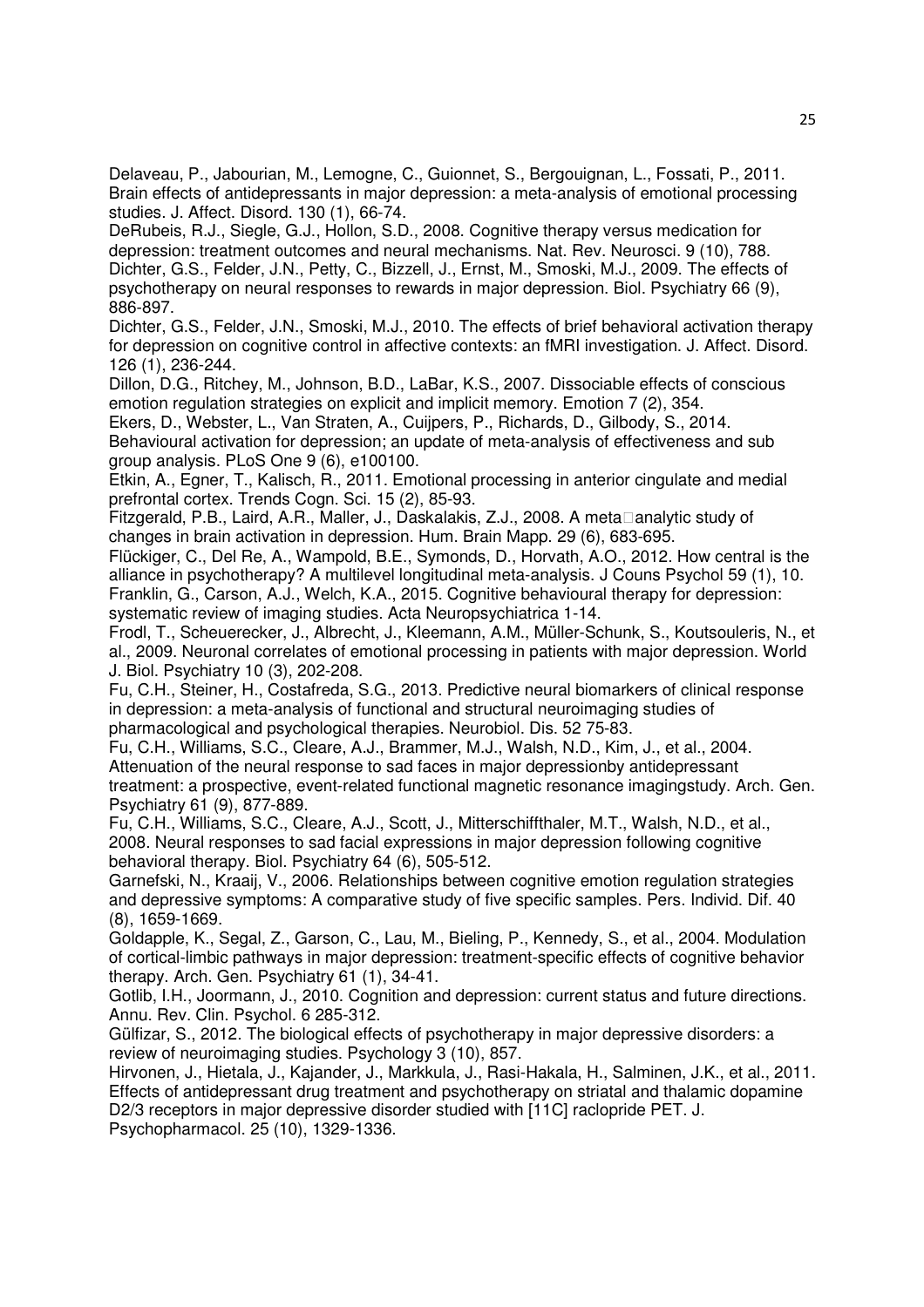Delaveau, P., Jabourian, M., Lemogne, C., Guionnet, S., Bergouignan, L., Fossati, P., 2011. Brain effects of antidepressants in major depression: a meta-analysis of emotional processing studies. J. Affect. Disord. 130 (1), 66-74.

DeRubeis, R.J., Siegle, G.J., Hollon, S.D., 2008. Cognitive therapy versus medication for depression: treatment outcomes and neural mechanisms. Nat. Rev. Neurosci. 9 (10), 788.

Dichter, G.S., Felder, J.N., Petty, C., Bizzell, J., Ernst, M., Smoski, M.J., 2009. The effects of psychotherapy on neural responses to rewards in major depression. Biol. Psychiatry 66 (9), 886-897.

Dichter, G.S., Felder, J.N., Smoski, M.J., 2010. The effects of brief behavioral activation therapy for depression on cognitive control in affective contexts: an fMRI investigation. J. Affect. Disord. 126 (1), 236-244.

Dillon, D.G., Ritchey, M., Johnson, B.D., LaBar, K.S., 2007. Dissociable effects of conscious emotion regulation strategies on explicit and implicit memory. Emotion 7 (2), 354.

Ekers, D., Webster, L., Van Straten, A., Cuijpers, P., Richards, D., Gilbody, S., 2014. Behavioural activation for depression; an update of meta-analysis of effectiveness and sub group analysis. PLoS One 9 (6), e100100.

Etkin, A., Egner, T., Kalisch, R., 2011. Emotional processing in anterior cingulate and medial prefrontal cortex. Trends Cogn. Sci. 15 (2), 85-93.

Fitzgerald, P.B., Laird, A.R., Maller, J., Daskalakis, Z.J., 2008. A meta□analytic study of changes in brain activation in depression. Hum. Brain Mapp. 29 (6), 683-695.

Flückiger, C., Del Re, A., Wampold, B.E., Symonds, D., Horvath, A.O., 2012. How central is the alliance in psychotherapy? A multilevel longitudinal meta-analysis. J Couns Psychol 59 (1), 10.

Franklin, G., Carson, A.J., Welch, K.A., 2015. Cognitive behavioural therapy for depression: systematic review of imaging studies. Acta Neuropsychiatrica 1-14.

Frodl, T., Scheuerecker, J., Albrecht, J., Kleemann, A.M., Müller-Schunk, S., Koutsouleris, N., et al., 2009. Neuronal correlates of emotional processing in patients with major depression. World J. Biol. Psychiatry 10 (3), 202-208.

Fu, C.H., Steiner, H., Costafreda, S.G., 2013. Predictive neural biomarkers of clinical response in depression: a meta-analysis of functional and structural neuroimaging studies of pharmacological and psychological therapies. Neurobiol. Dis. 52 75-83.

Fu, C.H., Williams, S.C., Cleare, A.J., Brammer, M.J., Walsh, N.D., Kim, J., et al., 2004. Attenuation of the neural response to sad faces in major depressionby antidepressant treatment: a prospective, event-related functional magnetic resonance imagingstudy. Arch. Gen. Psychiatry 61 (9), 877-889.

Fu, C.H., Williams, S.C., Cleare, A.J., Scott, J., Mitterschiffthaler, M.T., Walsh, N.D., et al., 2008. Neural responses to sad facial expressions in major depression following cognitive behavioral therapy. Biol. Psychiatry 64 (6), 505-512.

Garnefski, N., Kraaij, V., 2006. Relationships between cognitive emotion regulation strategies and depressive symptoms: A comparative study of five specific samples. Pers. Individ. Dif. 40 (8), 1659-1669.

Goldapple, K., Segal, Z., Garson, C., Lau, M., Bieling, P., Kennedy, S., et al., 2004. Modulation of cortical-limbic pathways in major depression: treatment-specific effects of cognitive behavior therapy. Arch. Gen. Psychiatry 61 (1), 34-41.

Gotlib, I.H., Joormann, J., 2010. Cognition and depression: current status and future directions. Annu. Rev. Clin. Psychol. 6 285-312.

Gülfizar, S., 2012. The biological effects of psychotherapy in major depressive disorders: a review of neuroimaging studies. Psychology 3 (10), 857.

Hirvonen, J., Hietala, J., Kajander, J., Markkula, J., Rasi-Hakala, H., Salminen, J.K., et al., 2011. Effects of antidepressant drug treatment and psychotherapy on striatal and thalamic dopamine D2/3 receptors in major depressive disorder studied with [11C] raclopride PET. J. Psychopharmacol. 25 (10), 1329-1336.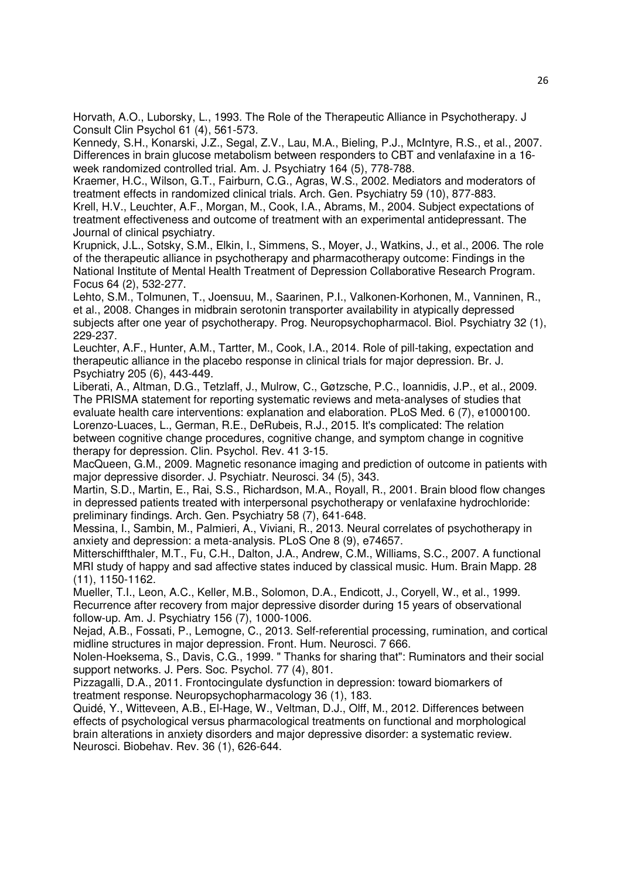Horvath, A.O., Luborsky, L., 1993. The Role of the Therapeutic Alliance in Psychotherapy. J Consult Clin Psychol 61 (4), 561-573.

Kennedy, S.H., Konarski, J.Z., Segal, Z.V., Lau, M.A., Bieling, P.J., McIntyre, R.S., et al., 2007. Differences in brain glucose metabolism between responders to CBT and venlafaxine in a 16-week randomized controlled trial. Am. J. Psychiatry 164 (5), 778-788.

Kraemer, H.C., Wilson, G.T., Fairburn, C.G., Agras, W.S., 2002. Mediators and moderators of treatment effects in randomized clinical trials. Arch. Gen. Psychiatry 59 (10), 877-883.

Krell, H.V., Leuchter, A.F., Morgan, M., Cook, I.A., Abrams, M., 2004. Subject expectations of treatment effectiveness and outcome of treatment with an experimental antidepressant. The Journal of clinical psychiatry.

Krupnick, J.L., Sotsky, S.M., Elkin, I., Simmens, S., Moyer, J., Watkins, J., et al., 2006. The role of the therapeutic alliance in psychotherapy and pharmacotherapy outcome: Findings in the National Institute of Mental Health Treatment of Depression Collaborative Research Program. Focus 64 (2), 532-277.

Lehto, S.M., Tolmunen, T., Joensuu, M., Saarinen, P.I., Valkonen-Korhonen, M., Vanninen, R., et al., 2008. Changes in midbrain serotonin transporter availability in atypically depressed subjects after one year of psychotherapy. Prog. Neuropsychopharmacol. Biol. Psychiatry 32 (1), 229-237.

Leuchter, A.F., Hunter, A.M., Tartter, M., Cook, I.A., 2014. Role of pill-taking, expectation and therapeutic alliance in the placebo response in clinical trials for major depression. Br. J. Psychiatry 205 (6), 443-449.

Liberati, A., Altman, D.G., Tetzlaff, J., Mulrow, C., Gøtzsche, P.C., Ioannidis, J.P., et al., 2009. The PRISMA statement for reporting systematic reviews and meta-analyses of studies that evaluate health care interventions: explanation and elaboration. PLoS Med. 6 (7), e1000100.

Lorenzo-Luaces, L., German, R.E., DeRubeis, R.J., 2015. It's complicated: The relation between cognitive change procedures, cognitive change, and symptom change in cognitive therapy for depression. Clin. Psychol. Rev. 41 3-15.

MacQueen, G.M., 2009. Magnetic resonance imaging and prediction of outcome in patients with major depressive disorder. J. Psychiatr. Neurosci. 34 (5), 343.

Martin, S.D., Martin, E., Rai, S.S., Richardson, M.A., Royall, R., 2001. Brain blood flow changes in depressed patients treated with interpersonal psychotherapy or venlafaxine hydrochloride: preliminary findings. Arch. Gen. Psychiatry 58 (7), 641-648.

Messina, I., Sambin, M., Palmieri, A., Viviani, R., 2013. Neural correlates of psychotherapy in anxiety and depression: a meta-analysis. PLoS One 8 (9), e74657.

Mitterschiffthaler, M.T., Fu, C.H., Dalton, J.A., Andrew, C.M., Williams, S.C., 2007. A functional MRI study of happy and sad affective states induced by classical music. Hum. Brain Mapp. 28 (11), 1150-1162.

Mueller, T.I., Leon, A.C., Keller, M.B., Solomon, D.A., Endicott, J., Coryell, W., et al., 1999. Recurrence after recovery from major depressive disorder during 15 years of observational follow-up. Am. J. Psychiatry 156 (7), 1000-1006.

Nejad, A.B., Fossati, P., Lemogne, C., 2013. Self-referential processing, rumination, and cortical midline structures in major depression. Front. Hum. Neurosci. 7 666.

Nolen-Hoeksema, S., Davis, C.G., 1999. " Thanks for sharing that": Ruminators and their social support networks. J. Pers. Soc. Psychol. 77 (4), 801.

Pizzagalli, D.A., 2011. Frontocingulate dysfunction in depression: toward biomarkers of treatment response. Neuropsychopharmacology 36 (1), 183.

Quidé, Y., Witteveen, A.B., El-Hage, W., Veltman, D.J., Olff, M., 2012. Differences between effects of psychological versus pharmacological treatments on functional and morphological brain alterations in anxiety disorders and major depressive disorder: a systematic review. Neurosci. Biobehav. Rev. 36 (1), 626-644.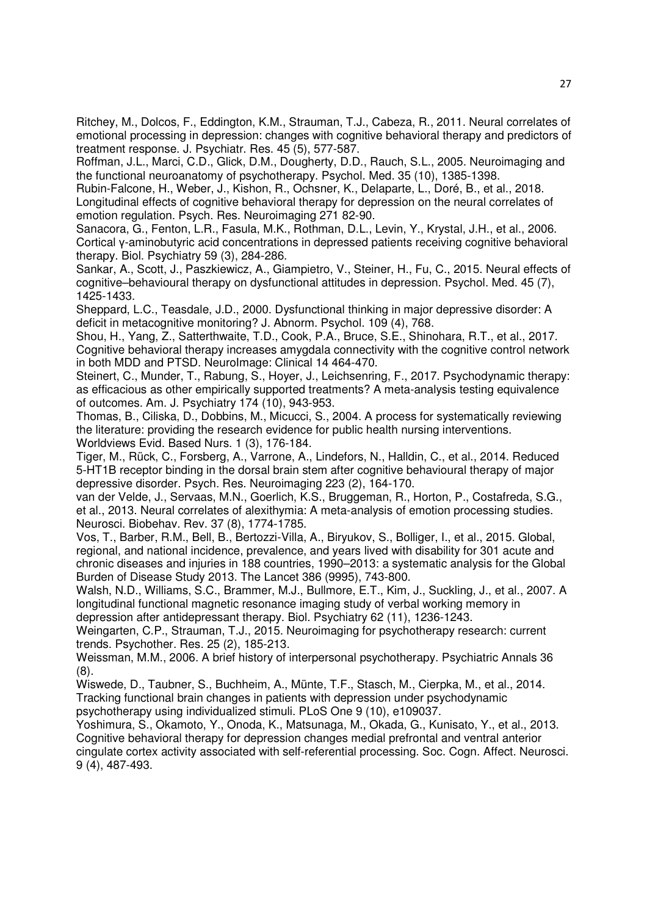Ritchey, M., Dolcos, F., Eddington, K.M., Strauman, T.J., Cabeza, R., 2011. Neural correlates of emotional processing in depression: changes with cognitive behavioral therapy and predictors of treatment response. J. Psychiatr. Res. 45 (5), 577-587.

Roffman, J.L., Marci, C.D., Glick, D.M., Dougherty, D.D., Rauch, S.L., 2005. Neuroimaging and the functional neuroanatomy of psychotherapy. Psychol. Med. 35 (10), 1385-1398.

Rubin-Falcone, H., Weber, J., Kishon, R., Ochsner, K., Delaparte, L., Doré, B., et al., 2018. Longitudinal effects of cognitive behavioral therapy for depression on the neural correlates of emotion regulation. Psych. Res. Neuroimaging 271 82-90.

Sanacora, G., Fenton, L.R., Fasula, M.K., Rothman, D.L., Levin, Y., Krystal, J.H., et al., 2006. Cortical γ-aminobutyric acid concentrations in depressed patients receiving cognitive behavioral therapy. Biol. Psychiatry 59 (3), 284-286.

Sankar, A., Scott, J., Paszkiewicz, A., Giampietro, V., Steiner, H., Fu, C., 2015. Neural effects of cognitive–behavioural therapy on dysfunctional attitudes in depression. Psychol. Med. 45 (7), 1425-1433.

Sheppard, L.C., Teasdale, J.D., 2000. Dysfunctional thinking in major depressive disorder: A deficit in metacognitive monitoring? J. Abnorm. Psychol. 109 (4), 768.

Shou, H., Yang, Z., Satterthwaite, T.D., Cook, P.A., Bruce, S.E., Shinohara, R.T., et al., 2017. Cognitive behavioral therapy increases amygdala connectivity with the cognitive control network in both MDD and PTSD. NeuroImage: Clinical 14 464-470.

Steinert, C., Munder, T., Rabung, S., Hoyer, J., Leichsenring, F., 2017. Psychodynamic therapy: as efficacious as other empirically supported treatments? A meta-analysis testing equivalence of outcomes. Am. J. Psychiatry 174 (10), 943-953.

Thomas, B., Ciliska, D., Dobbins, M., Micucci, S., 2004. A process for systematically reviewing the literature: providing the research evidence for public health nursing interventions. Worldviews Evid. Based Nurs. 1 (3), 176-184.

Tiger, M., Rück, C., Forsberg, A., Varrone, A., Lindefors, N., Halldin, C., et al., 2014. Reduced 5-HT1B receptor binding in the dorsal brain stem after cognitive behavioural therapy of major depressive disorder. Psych. Res. Neuroimaging 223 (2), 164-170.

van der Velde, J., Servaas, M.N., Goerlich, K.S., Bruggeman, R., Horton, P., Costafreda, S.G., et al., 2013. Neural correlates of alexithymia: A meta-analysis of emotion processing studies. Neurosci. Biobehav. Rev. 37 (8), 1774-1785.

Vos, T., Barber, R.M., Bell, B., Bertozzi-Villa, A., Biryukov, S., Bolliger, I., et al., 2015. Global, regional, and national incidence, prevalence, and years lived with disability for 301 acute and chronic diseases and injuries in 188 countries, 1990–2013: a systematic analysis for the Global Burden of Disease Study 2013. The Lancet 386 (9995), 743-800.

Walsh, N.D., Williams, S.C., Brammer, M.J., Bullmore, E.T., Kim, J., Suckling, J., et al., 2007. A longitudinal functional magnetic resonance imaging study of verbal working memory in depression after antidepressant therapy. Biol. Psychiatry 62 (11), 1236-1243.

Weingarten, C.P., Strauman, T.J., 2015. Neuroimaging for psychotherapy research: current trends. Psychother. Res. 25 (2), 185-213.

Weissman, M.M., 2006. A brief history of interpersonal psychotherapy. Psychiatric Annals 36 (8).

Wiswede, D., Taubner, S., Buchheim, A., Münte, T.F., Stasch, M., Cierpka, M., et al., 2014. Tracking functional brain changes in patients with depression under psychodynamic psychotherapy using individualized stimuli. PLoS One 9 (10), e109037.

Yoshimura, S., Okamoto, Y., Onoda, K., Matsunaga, M., Okada, G., Kunisato, Y., et al., 2013. Cognitive behavioral therapy for depression changes medial prefrontal and ventral anterior cingulate cortex activity associated with self-referential processing. Soc. Cogn. Affect. Neurosci. 9 (4), 487-493.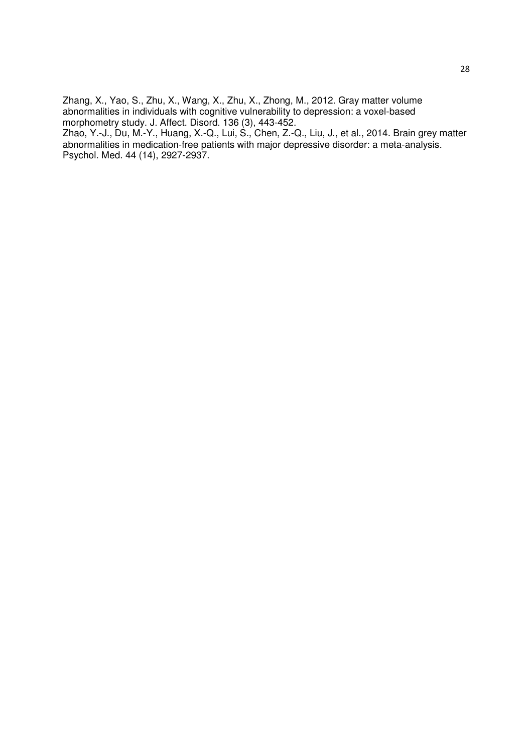Zhang, X., Yao, S., Zhu, X., Wang, X., Zhu, X., Zhong, M., 2012. Gray matter volume abnormalities in individuals with cognitive vulnerability to depression: a voxel-based morphometry study. J. Affect. Disord. 136 (3), 443-452.

Zhao, Y.-J., Du, M.-Y., Huang, X.-Q., Lui, S., Chen, Z.-Q., Liu, J., et al., 2014. Brain grey matter abnormalities in medication-free patients with major depressive disorder: a meta-analysis. Psychol. Med. 44 (14), 2927-2937.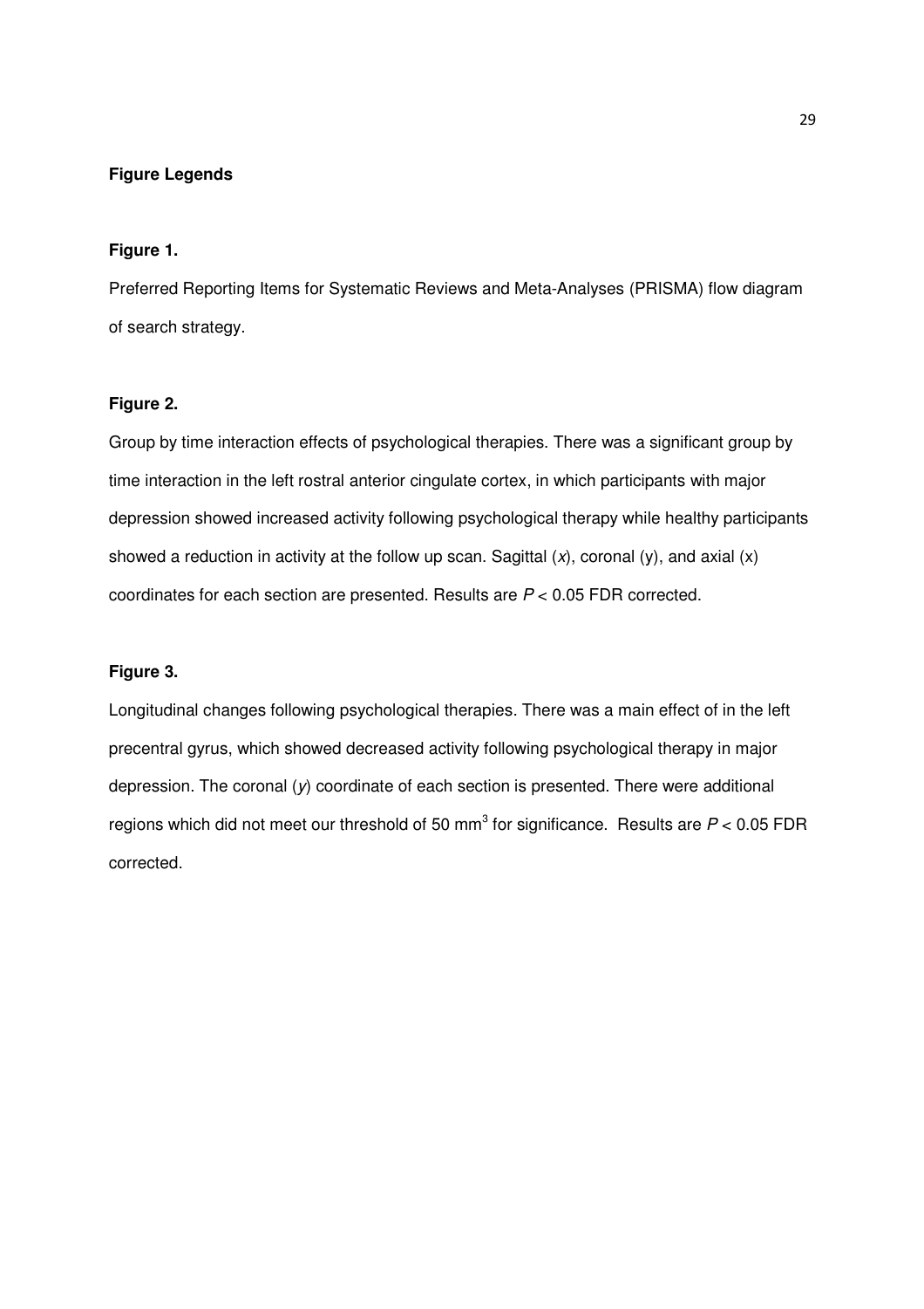**Figure Legends**

**Figure 1.**

Preferred Reporting Items for Systematic Reviews and Meta-Analyses (PRISMA) flow diagram of search strategy.

**Figure 2.**

Group by time interaction effects of psychological therapies. There was a significant group by time interaction in the left rostral anterior cingulate cortex, in which participants with major depression showed increased activity following psychological therapy while healthy participants showed a reduction in activity at the follow up scan. Sagittal (*x*), coronal (y), and axial (x) coordinates for each section are presented. Results are $P < 0.05$ FDR corrected.

**Figure 3.**

Longitudinal changes following psychological therapies. There was a main effect of in the left precentral gyrus, which showed decreased activity following psychological therapy in major depression. The coronal (*y*) coordinate of each section is presented. There were additional regions which did not meet our threshold of 50 $mm^3$ for significance. Results are $P < 0.05$ FDR corrected.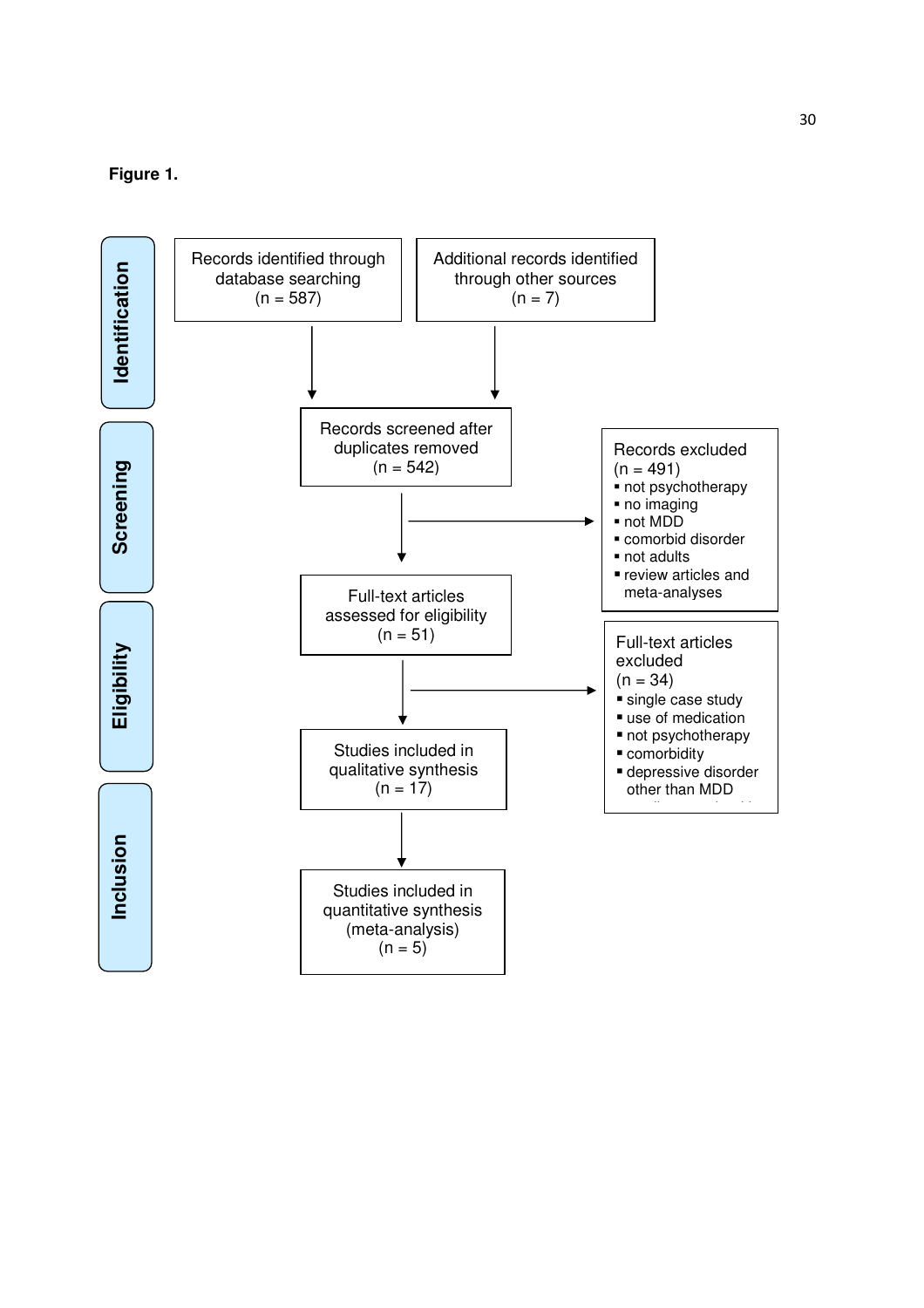**Figure 1.**

**Identification**

Records identified through database searching (n = 587)

Additional records identified through other sources (n = 7)

**Screening**

Records screened after duplicates removed (n = 542)

Records excluded (n = 491)
- not psychotherapy
- no imaging
- not MDD
- comorbid disorder
- not adults
- review articles and meta-analyses

**Eligibility**

Full-text articles assessed for eligibility (n = 51)

Full-text articles excluded (n = 34)
- single case study
- use of medication
- not psychotherapy
- comorbidity
- depressive disorder other than MDD

Studies included in qualitative synthesis (n = 17)

**Inclusion**

Studies included in quantitative synthesis (meta-analysis) (n = 5)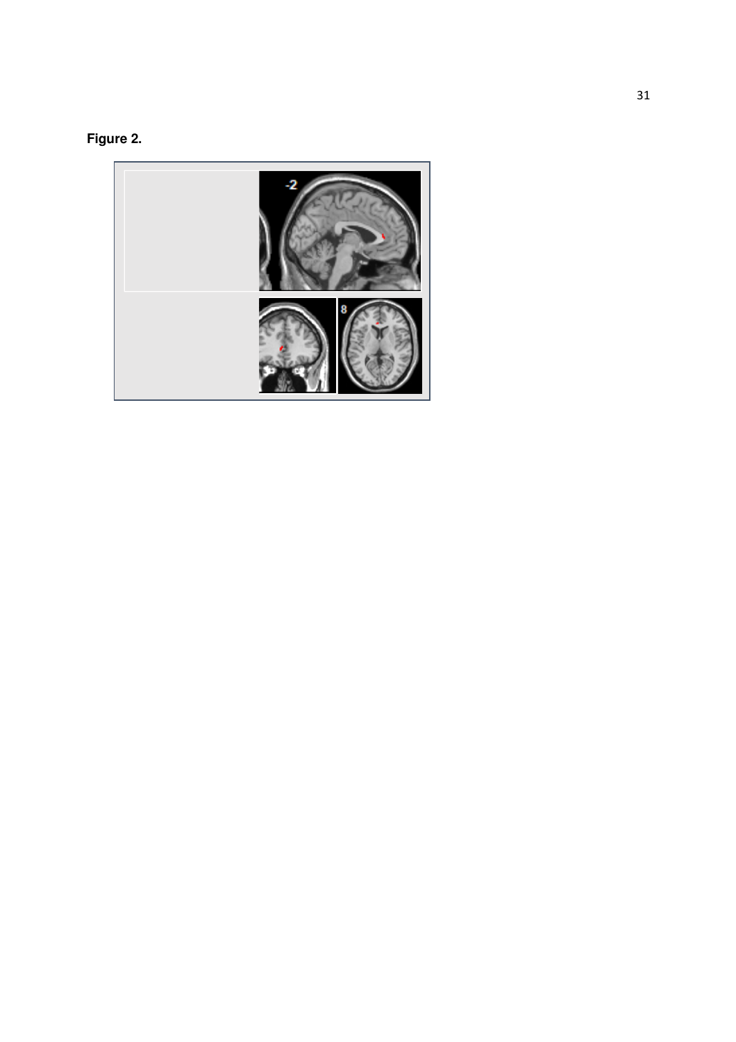**Figure 2.**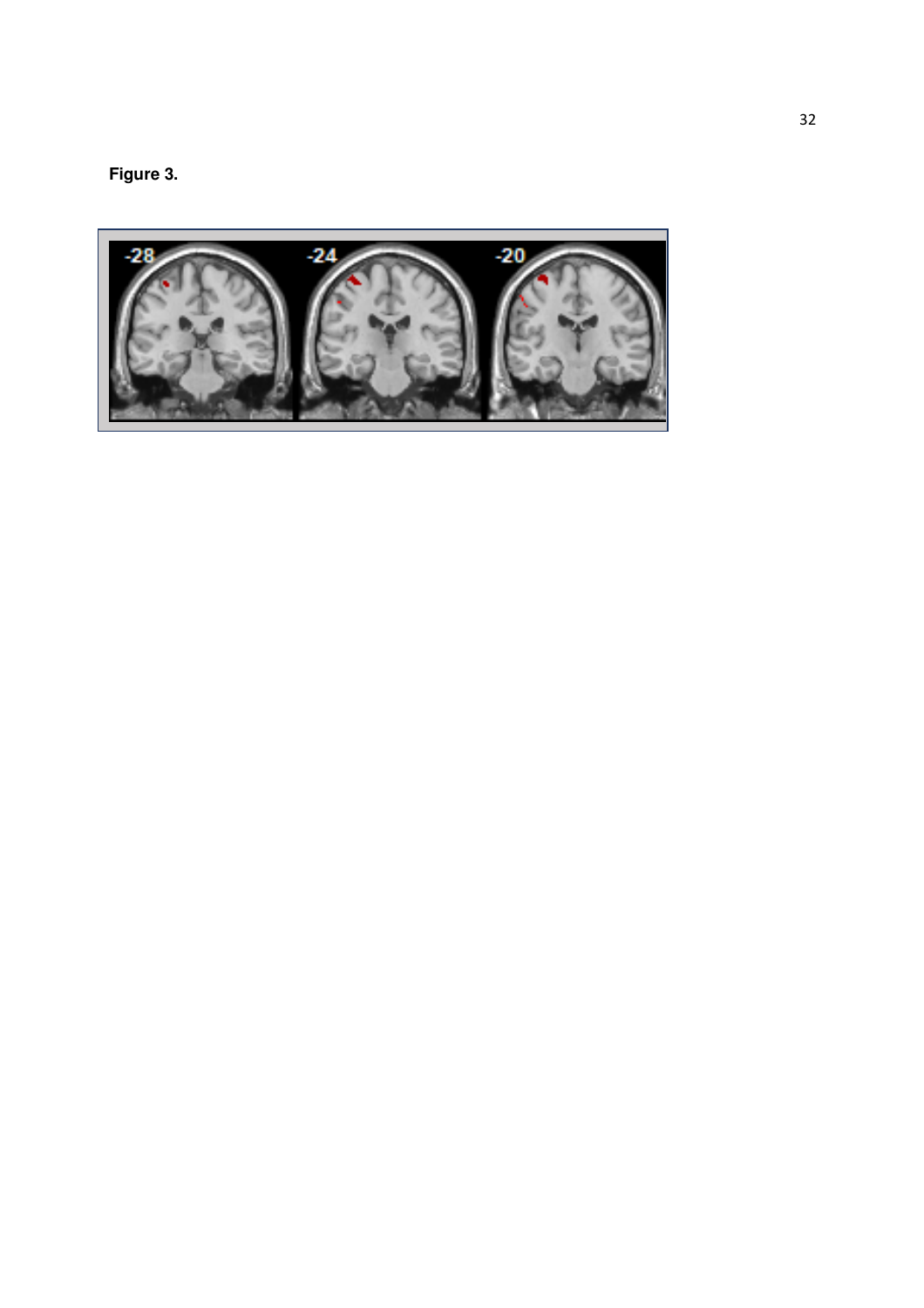**Figure 3.**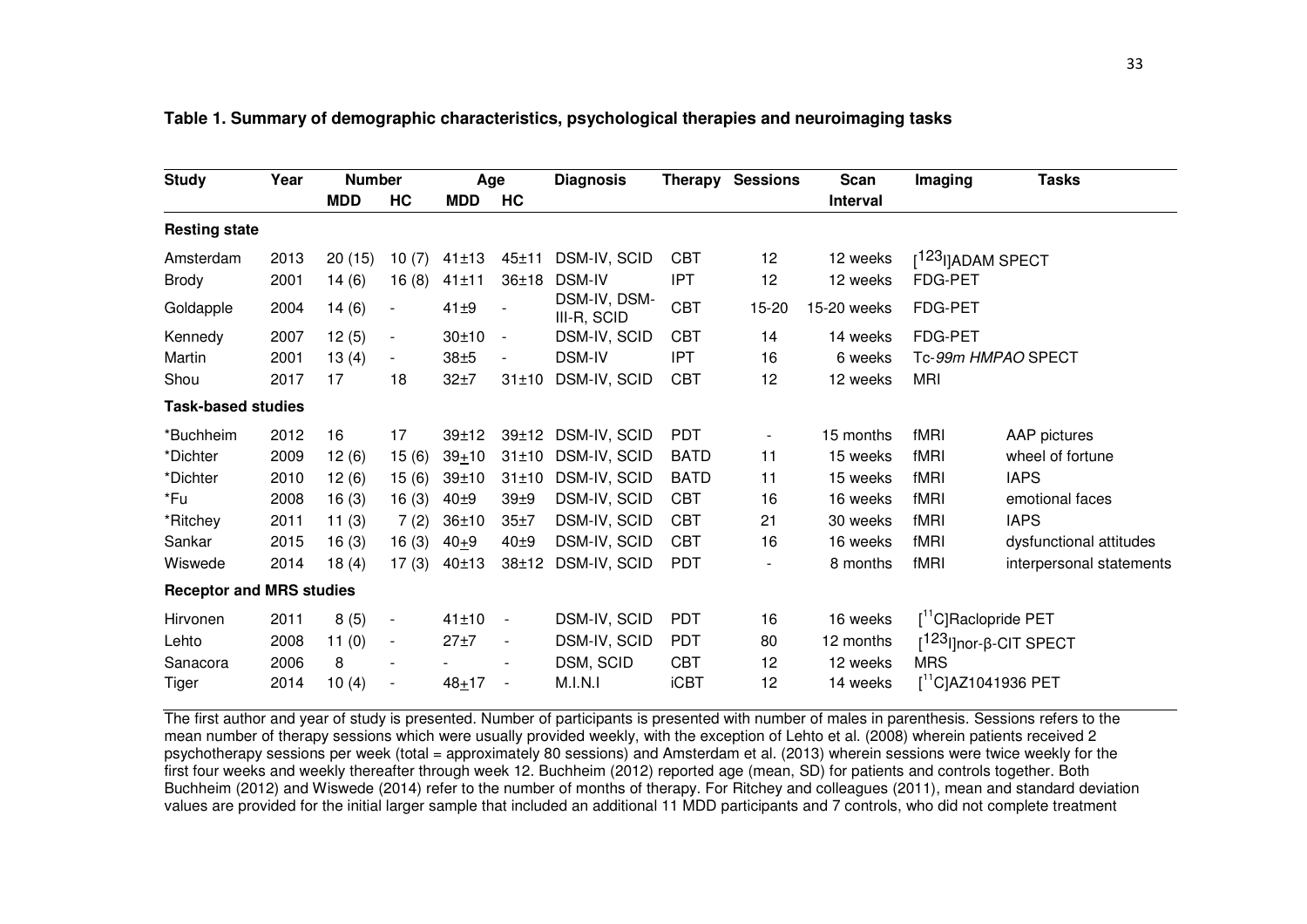**Table 1. Summary of demographic characteristics, psychological therapies and neuroimaging tasks**

| Study | Year | Number | | Age | | Diagnosis | Therapy | Sessions | Scan Interval | Imaging | Tasks |
|---|---|---|---|---|---|---|---|---|---|---|---|
| | | MDD | HC | MDD | HC | | | | | | |
| **Resting state** | | | | | | | | | | | |
| Amsterdam | 2013 | 20 (15) | 10 (7) | 41±13 | 45±11 | DSM-IV, SCID | CBT | 12 | 12 weeks | [$^{123}$I]ADAM SPECT | |
| Brody | 2001 | 14 (6) | 16 (8) | 41±11 | 36±18 | DSM-IV | IPT | 12 | 12 weeks | FDG-PET | |
| Goldapple | 2004 | 14 (6) | - | 41±9 | - | DSM-IV, DSM-III-R, SCID | CBT | 15-20 | 15-20 weeks | FDG-PET | |
| Kennedy | 2007 | 12 (5) | - | 30±10 | - | DSM-IV, SCID | CBT | 14 | 14 weeks | FDG-PET | |
| Martin | 2001 | 13 (4) | - | 38±5 | - | DSM-IV | IPT | 16 | 6 weeks | Tc-*99m HMPAO* SPECT | |
| Shou | 2017 | 17 | 18 | 32±7 | 31±10 | DSM-IV, SCID | CBT | 12 | 12 weeks | MRI | |
| **Task-based studies** | | | | | | | | | | | |
| *Buchheim | 2012 | 16 | 17 | 39±12 | 39±12 | DSM-IV, SCID | PDT | - | 15 months | fMRI | AAP pictures |
| *Dichter | 2009 | 12 (6) | 15 (6) | 39±10 | 31±10 | DSM-IV, SCID | BATD | 11 | 15 weeks | fMRI | wheel of fortune |
| *Dichter | 2010 | 12 (6) | 15 (6) | 39±10 | 31±10 | DSM-IV, SCID | BATD | 11 | 15 weeks | fMRI | IAPS |
| *Fu | 2008 | 16 (3) | 16 (3) | 40±9 | 39±9 | DSM-IV, SCID | CBT | 16 | 16 weeks | fMRI | emotional faces |
| *Ritchey | 2011 | 11 (3) | 7 (2) | 36±10 | 35±7 | DSM-IV, SCID | CBT | 21 | 30 weeks | fMRI | IAPS |
| Sankar | 2015 | 16 (3) | 16 (3) | 40±9 | 40±9 | DSM-IV, SCID | CBT | 16 | 16 weeks | fMRI | dysfunctional attitudes |
| Wiswede | 2014 | 18 (4) | 17 (3) | 40±13 | 38±12 | DSM-IV, SCID | PDT | - | 8 months | fMRI | interpersonal statements |
| **Receptor and MRS studies** | | | | | | | | | | | |
| Hirvonen | 2011 | 8 (5) | - | 41±10 | - | DSM-IV, SCID | PDT | 16 | 16 weeks | [$^{11}$C]Raclopride PET | |
| Lehto | 2008 | 11 (0) | - | 27±7 | - | DSM-IV, SCID | PDT | 80 | 12 months | [$^{123}$I]nor-β-CIT SPECT | |
| Sanacora | 2006 | 8 | - | - | - | DSM, SCID | CBT | 12 | 12 weeks | MRS | |
| Tiger | 2014 | 10 (4) | - | 48±17 | - | M.I.N.I | iCBT | 12 | 14 weeks | [$^{11}$C]AZ1041936 PET | |

The first author and year of study is presented. Number of participants is presented with number of males in parenthesis. Sessions refers to the mean number of therapy sessions which were usually provided weekly, with the exception of Lehto et al. (2008) wherein patients received 2 psychotherapy sessions per week (total = approximately 80 sessions) and Amsterdam et al. (2013) wherein sessions were twice weekly for the first four weeks and weekly thereafter through week 12. Buchheim (2012) reported age (mean, SD) for patients and controls together. Both Buchheim (2012) and Wiswede (2014) refer to the number of months of therapy. For Ritchey and colleagues (2011), mean and standard deviation values are provided for the initial larger sample that included an additional 11 MDD participants and 7 controls, who did not complete treatment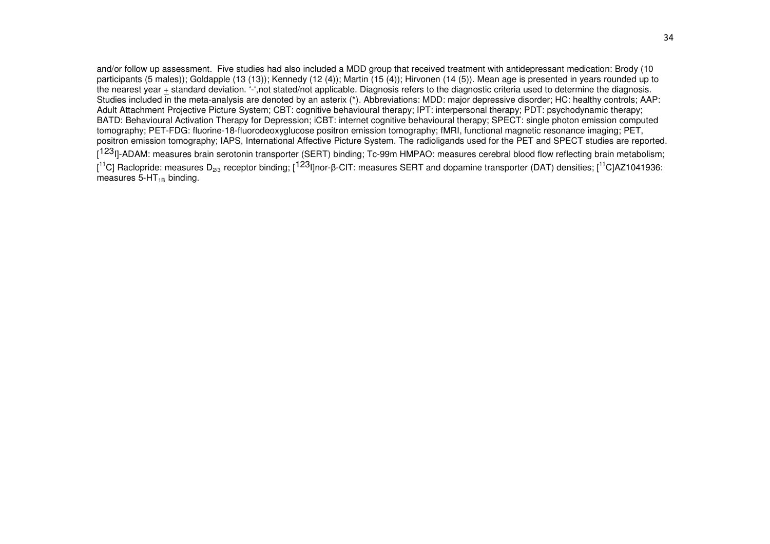and/or follow up assessment. Five studies had also included a MDD group that received treatment with antidepressant medication: Brody (10 participants (5 males)); Goldapple (13 (13)); Kennedy (12 (4)); Martin (15 (4)); Hirvonen (14 (5)). Mean age is presented in years rounded up to the nearest year ± standard deviation. '-',not stated/not applicable. Diagnosis refers to the diagnostic criteria used to determine the diagnosis. Studies included in the meta-analysis are denoted by an asterix (*). Abbreviations: MDD: major depressive disorder; HC: healthy controls; AAP: Adult Attachment Projective Picture System; CBT: cognitive behavioural therapy; IPT: interpersonal therapy; PDT: psychodynamic therapy; BATD: Behavioural Activation Therapy for Depression; iCBT: internet cognitive behavioural therapy; SPECT: single photon emission computed tomography; PET-FDG: fluorine-18-fluorodeoxyglucose positron emission tomography; fMRI, functional magnetic resonance imaging; PET, positron emission tomography; IAPS, International Affective Picture System. The radioligands used for the PET and SPECT studies are reported. [$^{123}$I]-ADAM: measures brain serotonin transporter (SERT) binding; Tc-99m HMPAO: measures cerebral blood flow reflecting brain metabolism; [$^{11}$C] Raclopride: measures $D_{2/3}$ receptor binding; [$^{123}$I]nor-β-CIT: measures SERT and dopamine transporter (DAT) densities; [$^{11}$C]AZ1041936: measures $5\text{-}HT_{1B}$ binding.